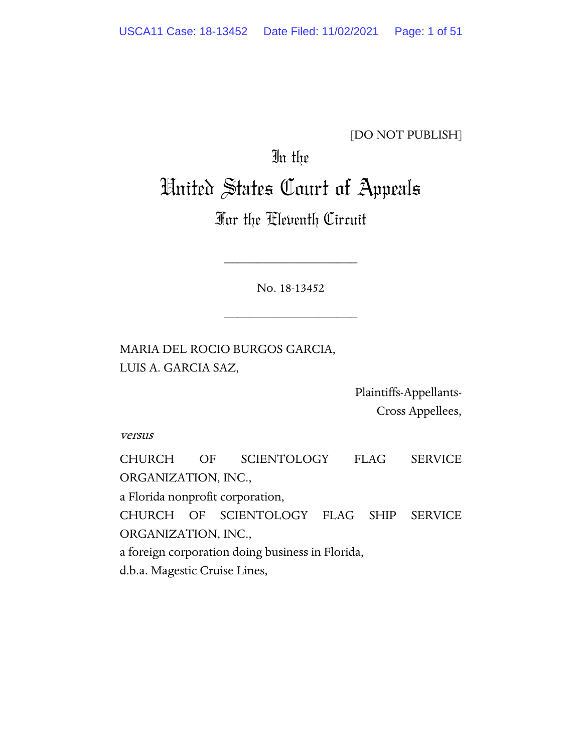[DO NOT PUBLISH]

In the

# United States Court of Appeals

## For the Eleventh Circuit

____________________

No. 18-13452

____________________

MARIA DEL ROCIO BURGOS GARCIA,
LUIS A. GARCIA SAZ,

Plaintiffs-Appellants-
Cross Appellees,

*versus*

CHURCH OF SCIENTOLOGY FLAG SERVICE ORGANIZATION, INC.,
a Florida nonprofit corporation,
CHURCH OF SCIENTOLOGY FLAG SHIP SERVICE ORGANIZATION, INC.,
a foreign corporation doing business in Florida,
d.b.a. Magestic Cruise Lines,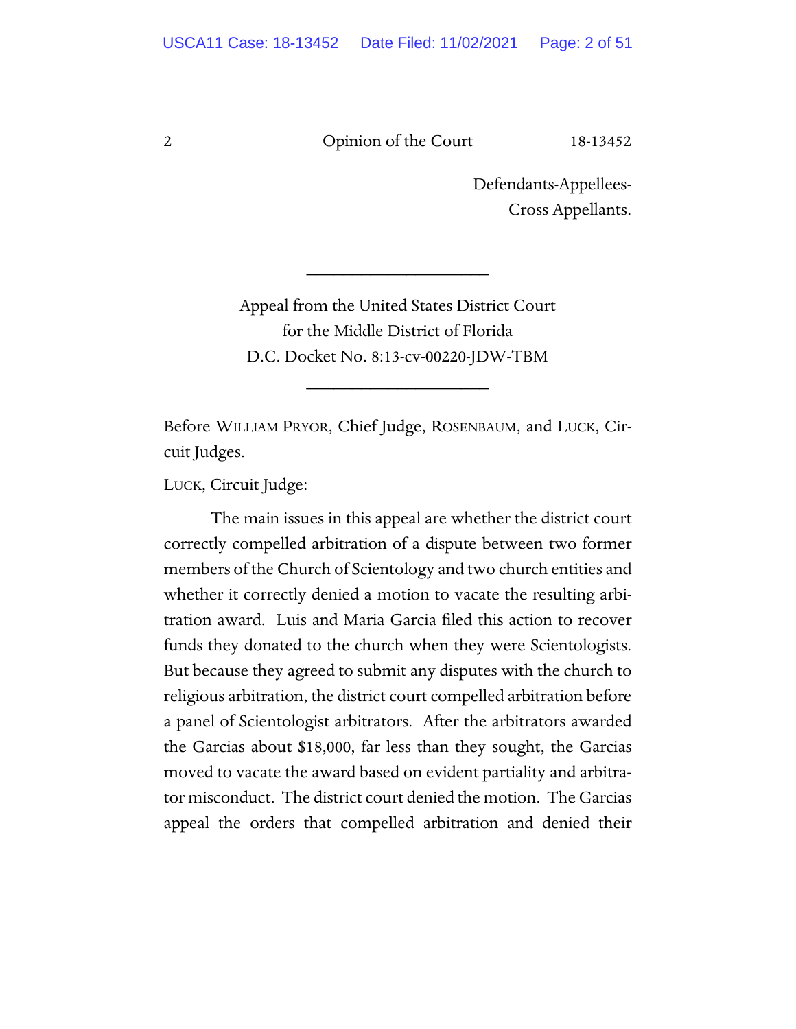Defendants-Appellees-
Cross Appellants.

---

Appeal from the United States District Court
for the Middle District of Florida
D.C. Docket No. 8:13-cv-00220-JDW-TBM

---

Before WILLIAM PRYOR, Chief Judge, ROSENBAUM, and LUCK, Circuit Judges.

LUCK, Circuit Judge:

The main issues in this appeal are whether the district court correctly compelled arbitration of a dispute between two former members of the Church of Scientology and two church entities and whether it correctly denied a motion to vacate the resulting arbitration award. Luis and Maria Garcia filed this action to recover funds they donated to the church when they were Scientologists. But because they agreed to submit any disputes with the church to religious arbitration, the district court compelled arbitration before a panel of Scientologist arbitrators. After the arbitrators awarded the Garcias about $18,000, far less than they sought, the Garcias moved to vacate the award based on evident partiality and arbitrator misconduct. The district court denied the motion. The Garcias appeal the orders that compelled arbitration and denied their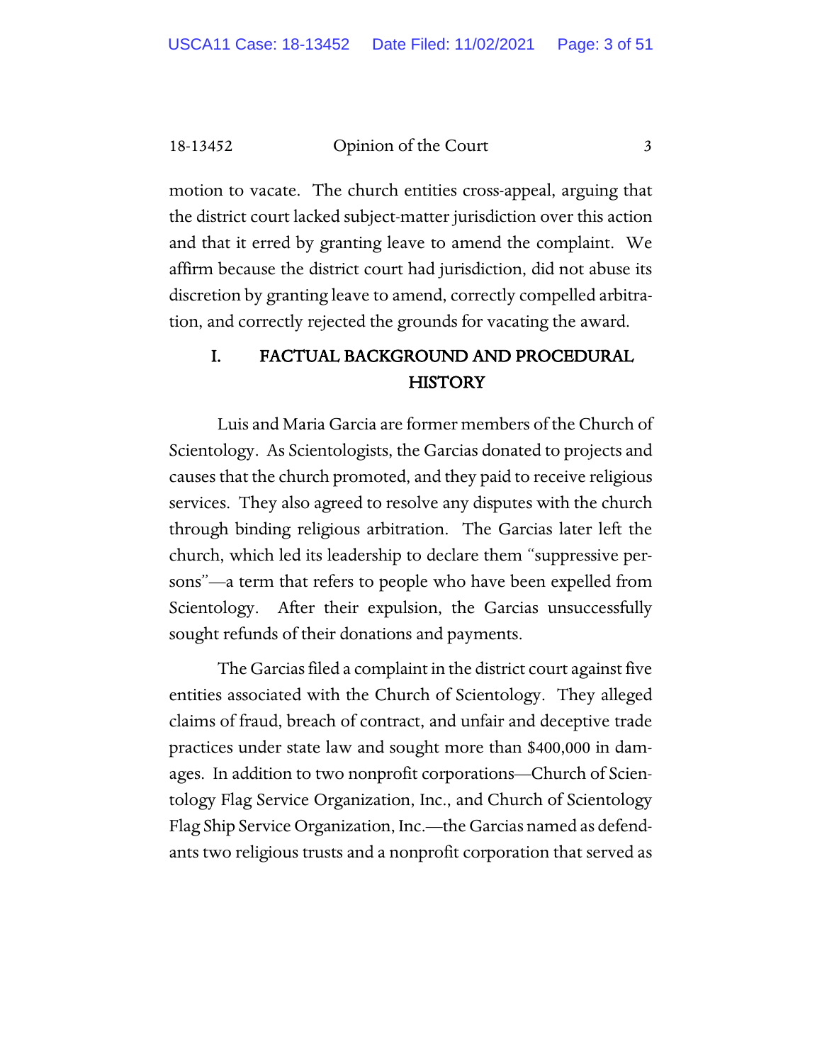motion to vacate. The church entities cross-appeal, arguing that the district court lacked subject-matter jurisdiction over this action and that it erred by granting leave to amend the complaint. We affirm because the district court had jurisdiction, did not abuse its discretion by granting leave to amend, correctly compelled arbitration, and correctly rejected the grounds for vacating the award.

## I. FACTUAL BACKGROUND AND PROCEDURAL HISTORY

Luis and Maria Garcia are former members of the Church of Scientology. As Scientologists, the Garcias donated to projects and causes that the church promoted, and they paid to receive religious services. They also agreed to resolve any disputes with the church through binding religious arbitration. The Garcias later left the church, which led its leadership to declare them "suppressive persons"—a term that refers to people who have been expelled from Scientology. After their expulsion, the Garcias unsuccessfully sought refunds of their donations and payments.

The Garcias filed a complaint in the district court against five entities associated with the Church of Scientology. They alleged claims of fraud, breach of contract, and unfair and deceptive trade practices under state law and sought more than $400,000 in damages. In addition to two nonprofit corporations—Church of Scientology Flag Service Organization, Inc., and Church of Scientology Flag Ship Service Organization, Inc.—the Garcias named as defendants two religious trusts and a nonprofit corporation that served as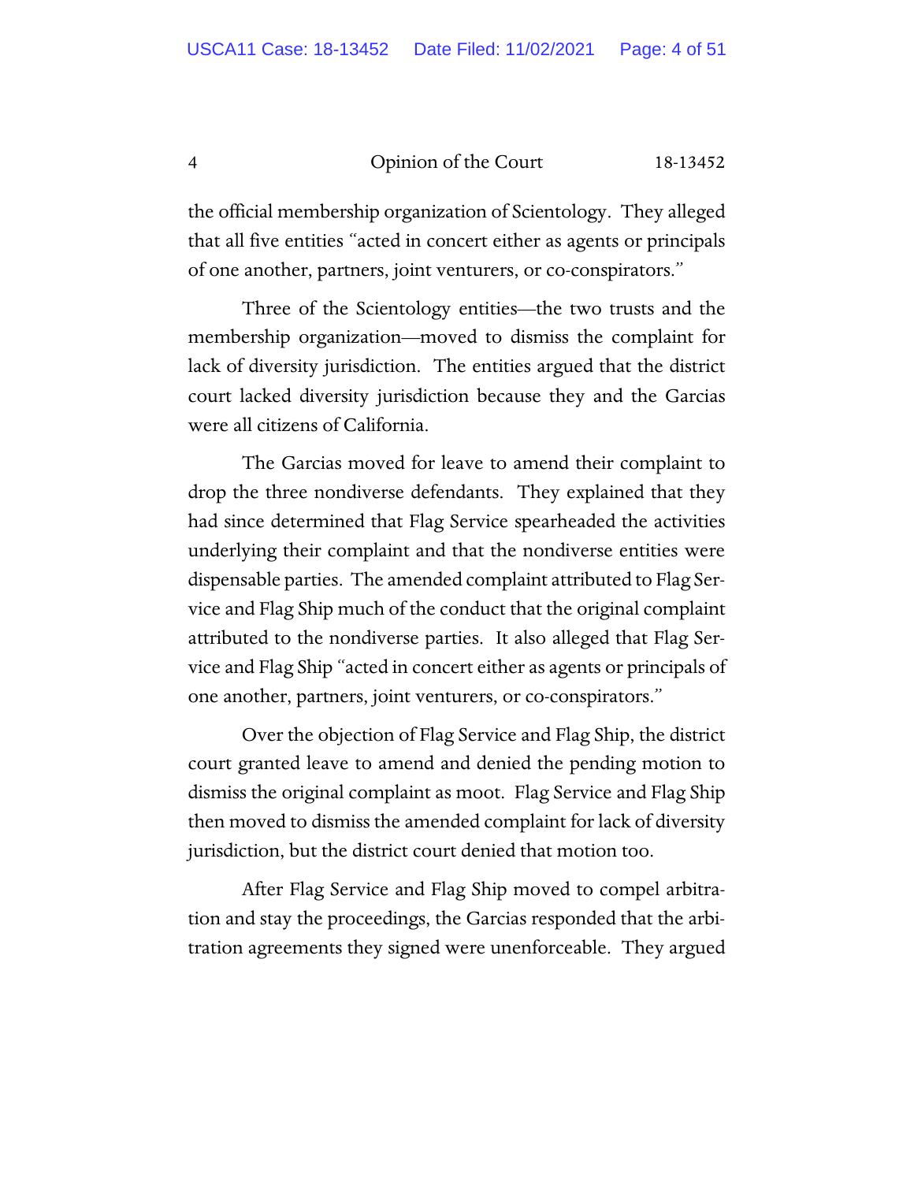the official membership organization of Scientology. They alleged that all five entities "acted in concert either as agents or principals of one another, partners, joint venturers, or co-conspirators."

Three of the Scientology entities—the two trusts and the membership organization—moved to dismiss the complaint for lack of diversity jurisdiction. The entities argued that the district court lacked diversity jurisdiction because they and the Garcias were all citizens of California.

The Garcias moved for leave to amend their complaint to drop the three nondiverse defendants. They explained that they had since determined that Flag Service spearheaded the activities underlying their complaint and that the nondiverse entities were dispensable parties. The amended complaint attributed to Flag Service and Flag Ship much of the conduct that the original complaint attributed to the nondiverse parties. It also alleged that Flag Service and Flag Ship "acted in concert either as agents or principals of one another, partners, joint venturers, or co-conspirators."

Over the objection of Flag Service and Flag Ship, the district court granted leave to amend and denied the pending motion to dismiss the original complaint as moot. Flag Service and Flag Ship then moved to dismiss the amended complaint for lack of diversity jurisdiction, but the district court denied that motion too.

After Flag Service and Flag Ship moved to compel arbitration and stay the proceedings, the Garcias responded that the arbitration agreements they signed were unenforceable. They argued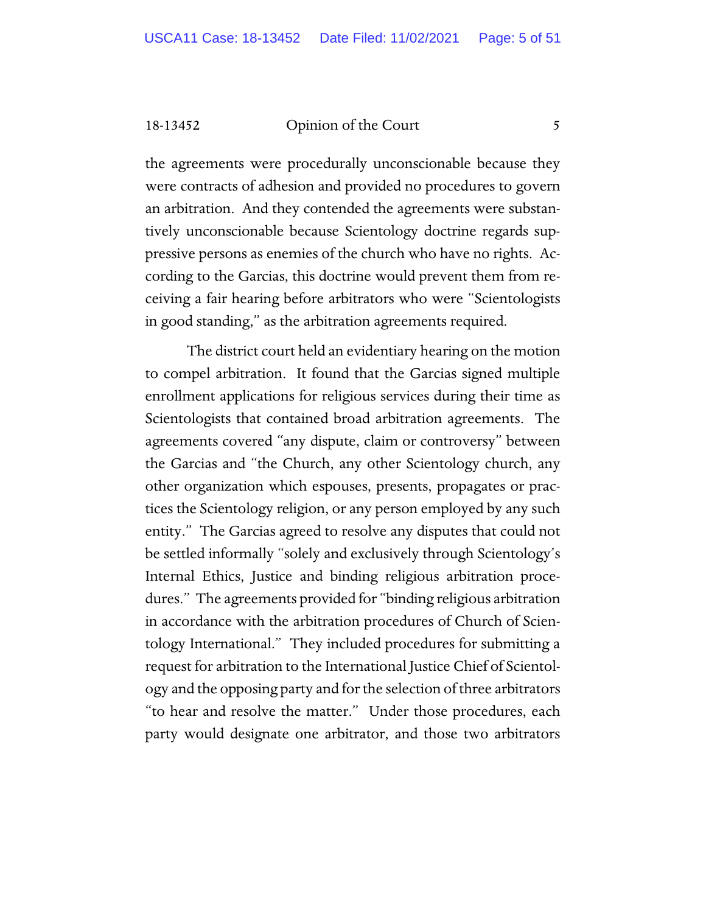the agreements were procedurally unconscionable because they were contracts of adhesion and provided no procedures to govern an arbitration. And they contended the agreements were substantively unconscionable because Scientology doctrine regards suppressive persons as enemies of the church who have no rights. According to the Garcias, this doctrine would prevent them from receiving a fair hearing before arbitrators who were "Scientologists in good standing," as the arbitration agreements required.

The district court held an evidentiary hearing on the motion to compel arbitration. It found that the Garcias signed multiple enrollment applications for religious services during their time as Scientologists that contained broad arbitration agreements. The agreements covered "any dispute, claim or controversy" between the Garcias and "the Church, any other Scientology church, any other organization which espouses, presents, propagates or practices the Scientology religion, or any person employed by any such entity." The Garcias agreed to resolve any disputes that could not be settled informally "solely and exclusively through Scientology's Internal Ethics, Justice and binding religious arbitration procedures." The agreements provided for "binding religious arbitration in accordance with the arbitration procedures of Church of Scientology International." They included procedures for submitting a request for arbitration to the International Justice Chief of Scientology and the opposing party and for the selection of three arbitrators "to hear and resolve the matter." Under those procedures, each party would designate one arbitrator, and those two arbitrators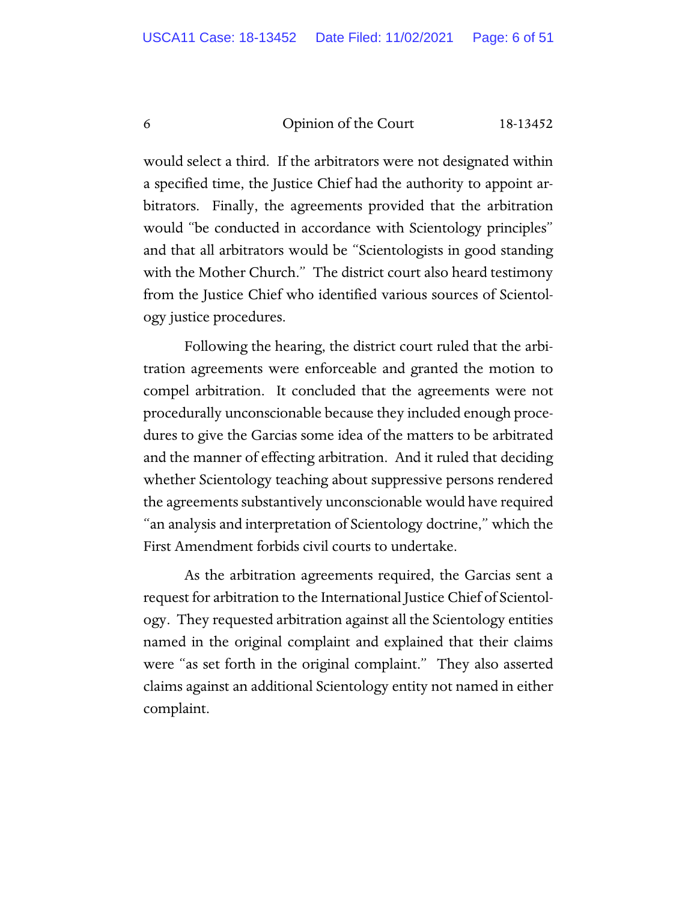would select a third. If the arbitrators were not designated within a specified time, the Justice Chief had the authority to appoint arbitrators. Finally, the agreements provided that the arbitration would "be conducted in accordance with Scientology principles" and that all arbitrators would be "Scientologists in good standing with the Mother Church." The district court also heard testimony from the Justice Chief who identified various sources of Scientology justice procedures.

Following the hearing, the district court ruled that the arbitration agreements were enforceable and granted the motion to compel arbitration. It concluded that the agreements were not procedurally unconscionable because they included enough procedures to give the Garcias some idea of the matters to be arbitrated and the manner of effecting arbitration. And it ruled that deciding whether Scientology teaching about suppressive persons rendered the agreements substantively unconscionable would have required "an analysis and interpretation of Scientology doctrine," which the First Amendment forbids civil courts to undertake.

As the arbitration agreements required, the Garcias sent a request for arbitration to the International Justice Chief of Scientology. They requested arbitration against all the Scientology entities named in the original complaint and explained that their claims were "as set forth in the original complaint." They also asserted claims against an additional Scientology entity not named in either complaint.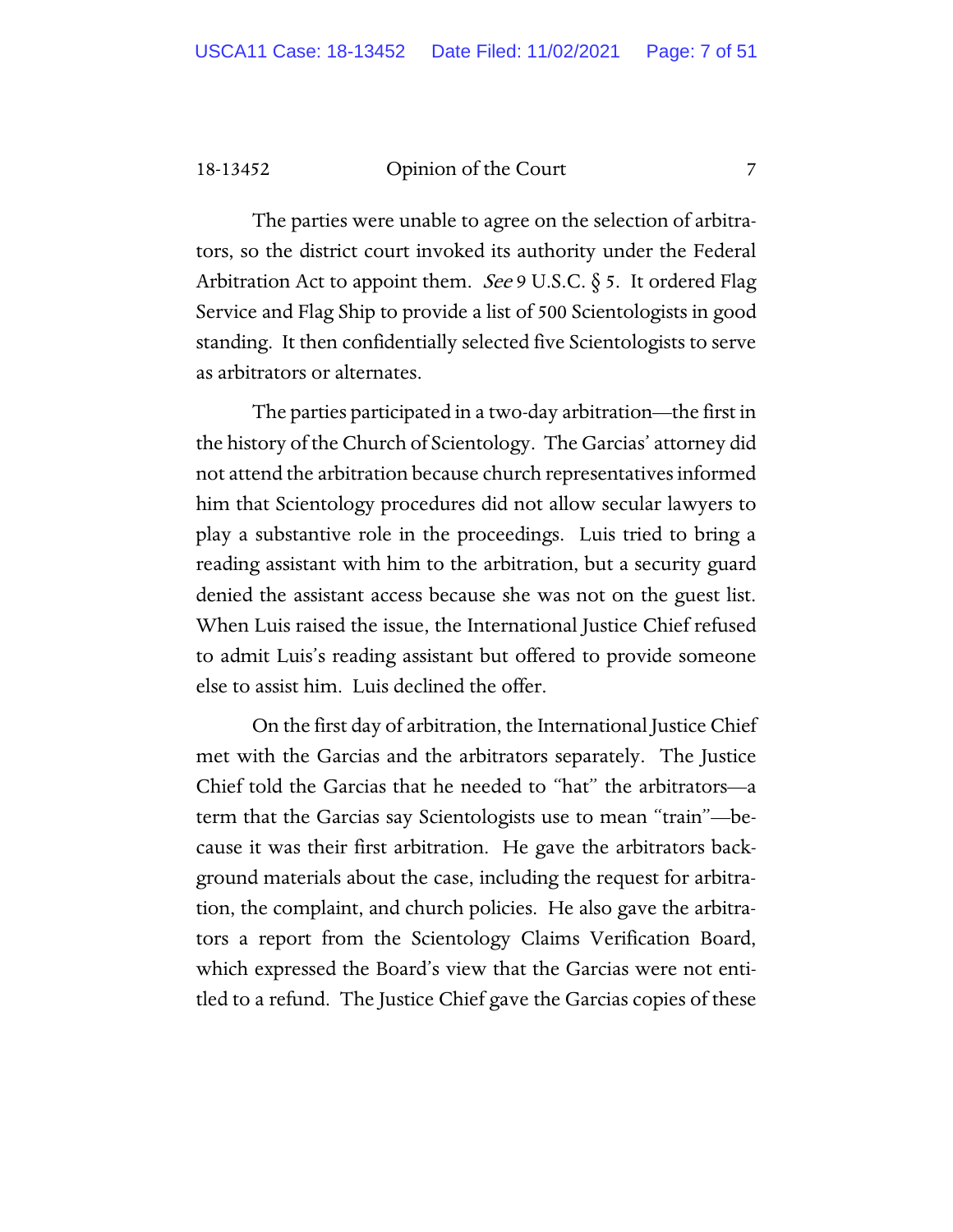The parties were unable to agree on the selection of arbitrators, so the district court invoked its authority under the Federal Arbitration Act to appoint them. *See* 9 U.S.C. § 5. It ordered Flag Service and Flag Ship to provide a list of 500 Scientologists in good standing. It then confidentially selected five Scientologists to serve as arbitrators or alternates.

The parties participated in a two-day arbitration—the first in the history of the Church of Scientology. The Garcias' attorney did not attend the arbitration because church representatives informed him that Scientology procedures did not allow secular lawyers to play a substantive role in the proceedings. Luis tried to bring a reading assistant with him to the arbitration, but a security guard denied the assistant access because she was not on the guest list. When Luis raised the issue, the International Justice Chief refused to admit Luis's reading assistant but offered to provide someone else to assist him. Luis declined the offer.

On the first day of arbitration, the International Justice Chief met with the Garcias and the arbitrators separately. The Justice Chief told the Garcias that he needed to "hat" the arbitrators—a term that the Garcias say Scientologists use to mean "train"—because it was their first arbitration. He gave the arbitrators background materials about the case, including the request for arbitration, the complaint, and church policies. He also gave the arbitrators a report from the Scientology Claims Verification Board, which expressed the Board's view that the Garcias were not entitled to a refund. The Justice Chief gave the Garcias copies of these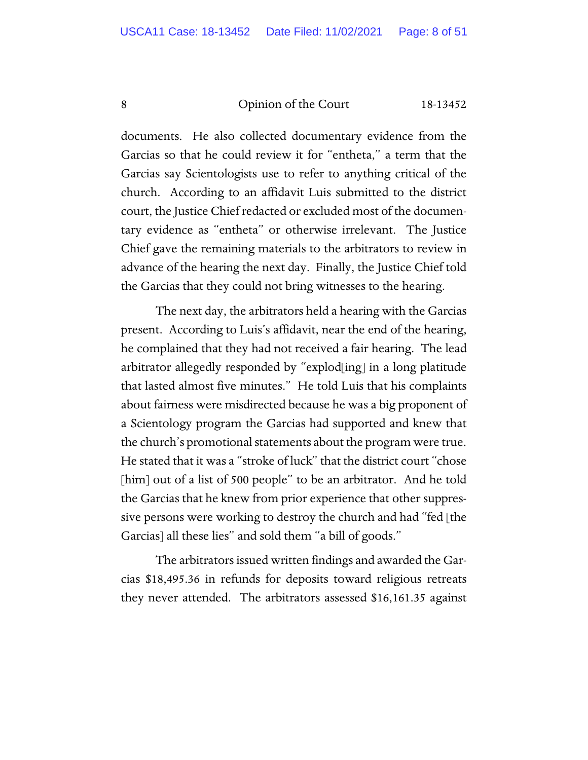documents. He also collected documentary evidence from the Garcias so that he could review it for "entheta," a term that the Garcias say Scientologists use to refer to anything critical of the church. According to an affidavit Luis submitted to the district court, the Justice Chief redacted or excluded most of the documentary evidence as "entheta" or otherwise irrelevant. The Justice Chief gave the remaining materials to the arbitrators to review in advance of the hearing the next day. Finally, the Justice Chief told the Garcias that they could not bring witnesses to the hearing.

The next day, the arbitrators held a hearing with the Garcias present. According to Luis's affidavit, near the end of the hearing, he complained that they had not received a fair hearing. The lead arbitrator allegedly responded by "explod[ing] in a long platitude that lasted almost five minutes." He told Luis that his complaints about fairness were misdirected because he was a big proponent of a Scientology program the Garcias had supported and knew that the church's promotional statements about the program were true. He stated that it was a "stroke of luck" that the district court "chose [him] out of a list of 500 people" to be an arbitrator. And he told the Garcias that he knew from prior experience that other suppressive persons were working to destroy the church and had "fed [the Garcias] all these lies" and sold them "a bill of goods."

The arbitrators issued written findings and awarded the Garcias $18,495.36 in refunds for deposits toward religious retreats they never attended. The arbitrators assessed $16,161.35 against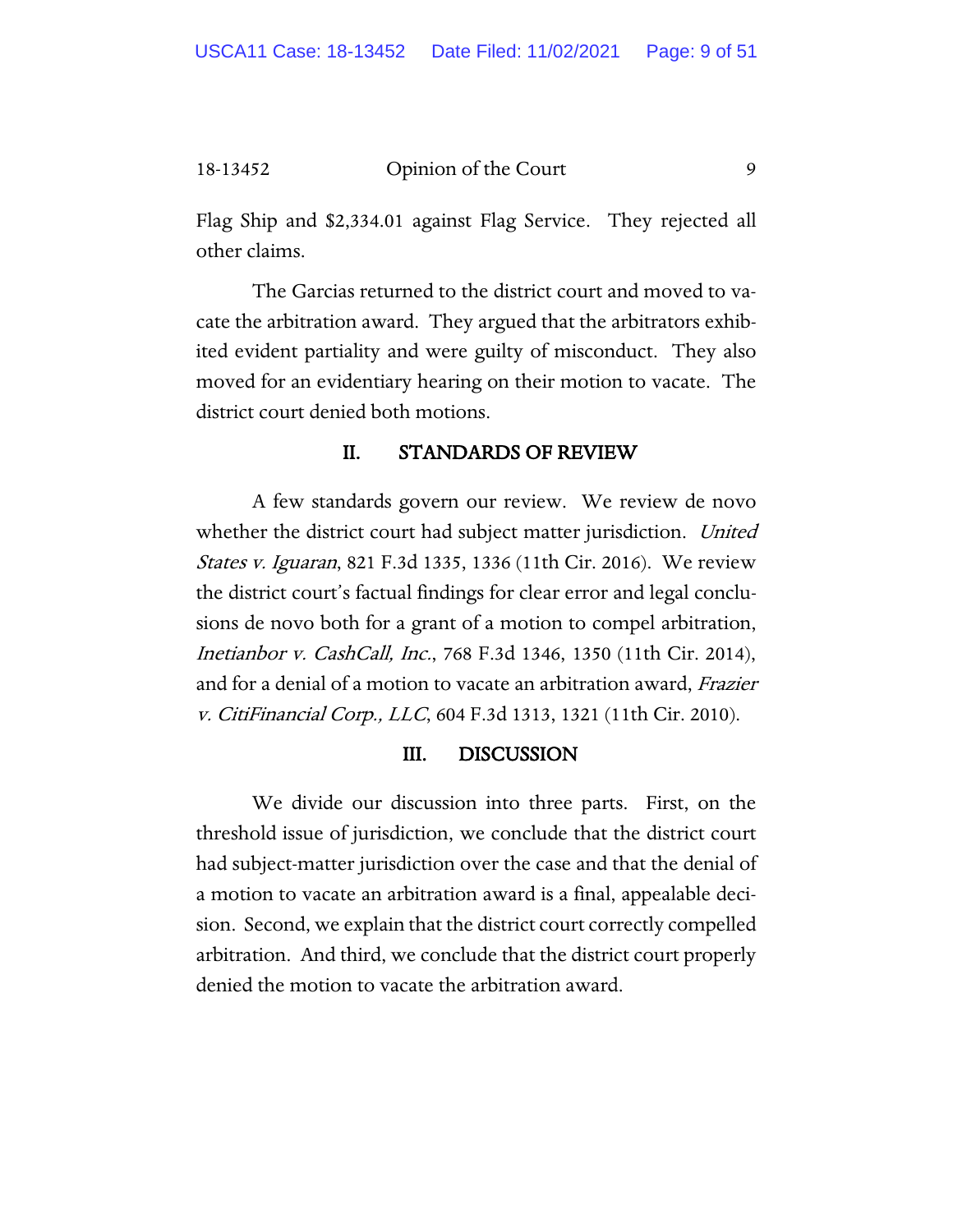Flag Ship and $2,334.01 against Flag Service. They rejected all other claims.

The Garcias returned to the district court and moved to vacate the arbitration award. They argued that the arbitrators exhibited evident partiality and were guilty of misconduct. They also moved for an evidentiary hearing on their motion to vacate. The district court denied both motions.

## II. STANDARDS OF REVIEW

A few standards govern our review. We review de novo whether the district court had subject matter jurisdiction. *United States v. Iguaran*, 821 F.3d 1335, 1336 (11th Cir. 2016). We review the district court's factual findings for clear error and legal conclusions de novo both for a grant of a motion to compel arbitration, *Inetianbor v. CashCall, Inc.*, 768 F.3d 1346, 1350 (11th Cir. 2014), and for a denial of a motion to vacate an arbitration award, *Frazier v. CitiFinancial Corp., LLC*, 604 F.3d 1313, 1321 (11th Cir. 2010).

## III. DISCUSSION

We divide our discussion into three parts. First, on the threshold issue of jurisdiction, we conclude that the district court had subject-matter jurisdiction over the case and that the denial of a motion to vacate an arbitration award is a final, appealable decision. Second, we explain that the district court correctly compelled arbitration. And third, we conclude that the district court properly denied the motion to vacate the arbitration award.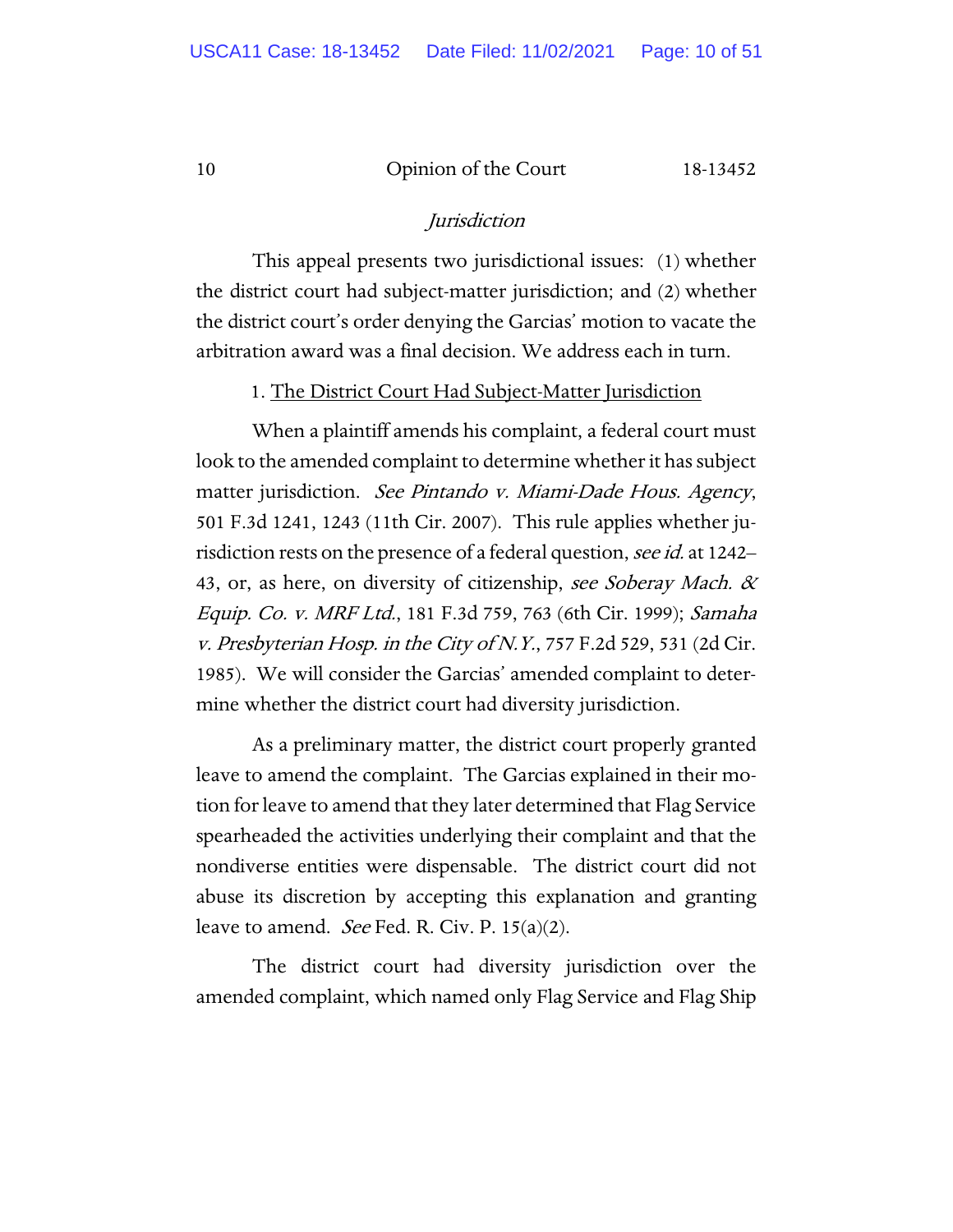*Jurisdiction*

This appeal presents two jurisdictional issues: (1) whether the district court had subject-matter jurisdiction; and (2) whether the district court's order denying the Garcias' motion to vacate the arbitration award was a final decision. We address each in turn.

1. <u>The District Court Had Subject-Matter Jurisdiction</u>

When a plaintiff amends his complaint, a federal court must look to the amended complaint to determine whether it has subject matter jurisdiction. *See Pintando v. Miami-Dade Hous. Agency*, 501 F.3d 1241, 1243 (11th Cir. 2007). This rule applies whether jurisdiction rests on the presence of a federal question, *see id.* at 1242–43, or, as here, on diversity of citizenship, *see Soberay Mach. & Equip. Co. v. MRF Ltd.*, 181 F.3d 759, 763 (6th Cir. 1999); *Samaha v. Presbyterian Hosp. in the City of N.Y.*, 757 F.2d 529, 531 (2d Cir. 1985). We will consider the Garcias' amended complaint to determine whether the district court had diversity jurisdiction.

As a preliminary matter, the district court properly granted leave to amend the complaint. The Garcias explained in their motion for leave to amend that they later determined that Flag Service spearheaded the activities underlying their complaint and that the nondiverse entities were dispensable. The district court did not abuse its discretion by accepting this explanation and granting leave to amend. *See* Fed. R. Civ. P. 15(a)(2).

The district court had diversity jurisdiction over the amended complaint, which named only Flag Service and Flag Ship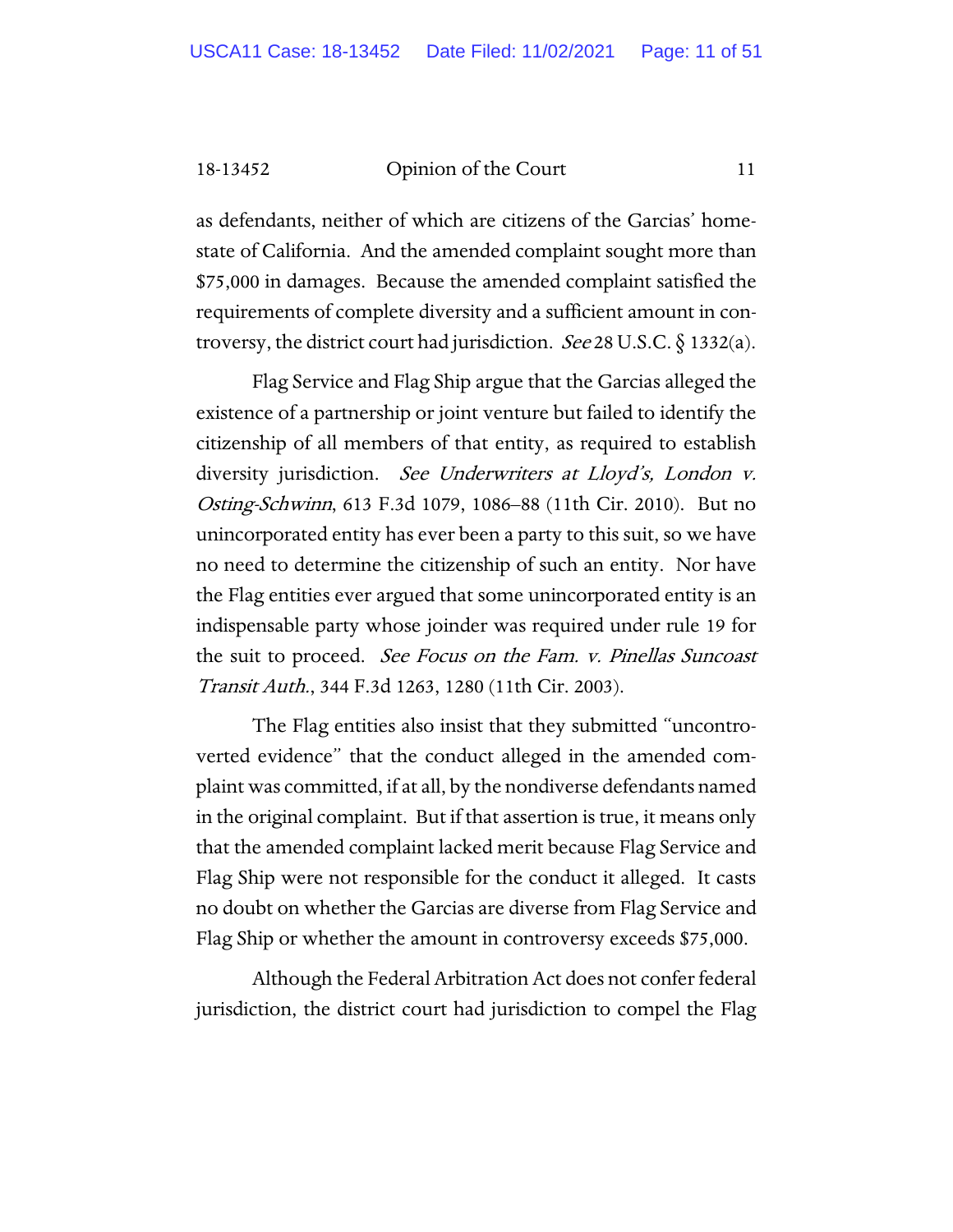as defendants, neither of which are citizens of the Garcias' home-state of California. And the amended complaint sought more than $75,000 in damages. Because the amended complaint satisfied the requirements of complete diversity and a sufficient amount in controversy, the district court had jurisdiction. *See* 28 U.S.C. § 1332(a).

Flag Service and Flag Ship argue that the Garcias alleged the existence of a partnership or joint venture but failed to identify the citizenship of all members of that entity, as required to establish diversity jurisdiction. *See Underwriters at Lloyd's, London v. Osting-Schwinn*, 613 F.3d 1079, 1086–88 (11th Cir. 2010). But no unincorporated entity has ever been a party to this suit, so we have no need to determine the citizenship of such an entity. Nor have the Flag entities ever argued that some unincorporated entity is an indispensable party whose joinder was required under rule 19 for the suit to proceed. *See Focus on the Fam. v. Pinellas Suncoast Transit Auth.*, 344 F.3d 1263, 1280 (11th Cir. 2003).

The Flag entities also insist that they submitted "uncontroverted evidence" that the conduct alleged in the amended complaint was committed, if at all, by the nondiverse defendants named in the original complaint. But if that assertion is true, it means only that the amended complaint lacked merit because Flag Service and Flag Ship were not responsible for the conduct it alleged. It casts no doubt on whether the Garcias are diverse from Flag Service and Flag Ship or whether the amount in controversy exceeds $75,000.

Although the Federal Arbitration Act does not confer federal jurisdiction, the district court had jurisdiction to compel the Flag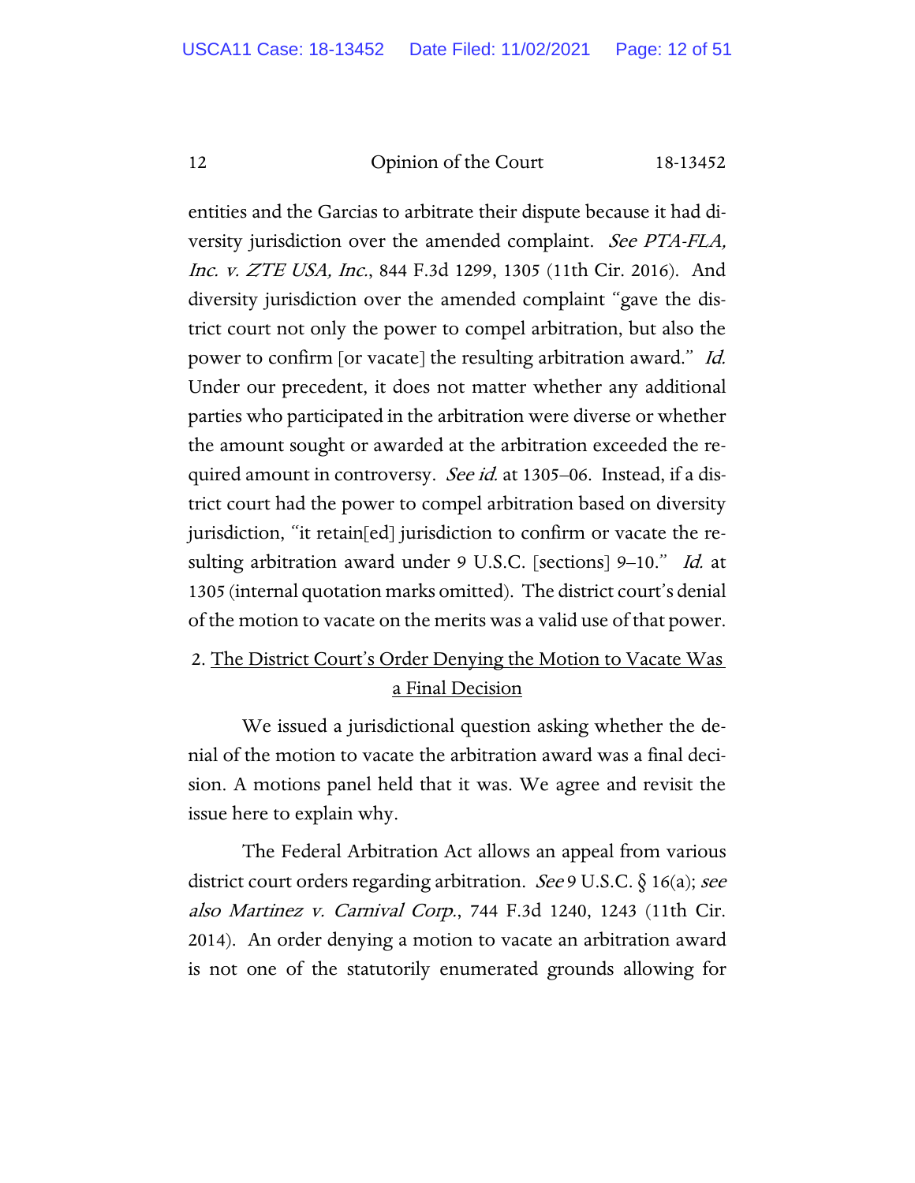entities and the Garcias to arbitrate their dispute because it had diversity jurisdiction over the amended complaint. *See PTA-FLA, Inc. v. ZTE USA, Inc.*, 844 F.3d 1299, 1305 (11th Cir. 2016). And diversity jurisdiction over the amended complaint "gave the district court not only the power to compel arbitration, but also the power to confirm [or vacate] the resulting arbitration award." *Id.* Under our precedent, it does not matter whether any additional parties who participated in the arbitration were diverse or whether the amount sought or awarded at the arbitration exceeded the required amount in controversy. *See id.* at 1305–06. Instead, if a district court had the power to compel arbitration based on diversity jurisdiction, "it retain[ed] jurisdiction to confirm or vacate the resulting arbitration award under 9 U.S.C. [sections] 9–10." *Id.* at 1305 (internal quotation marks omitted). The district court's denial of the motion to vacate on the merits was a valid use of that power.

2. <u>The District Court's Order Denying the Motion to Vacate Was a Final Decision</u>

We issued a jurisdictional question asking whether the denial of the motion to vacate the arbitration award was a final decision. A motions panel held that it was. We agree and revisit the issue here to explain why.

The Federal Arbitration Act allows an appeal from various district court orders regarding arbitration. *See* 9 U.S.C. § 16(a); *see also Martinez v. Carnival Corp.*, 744 F.3d 1240, 1243 (11th Cir. 2014). An order denying a motion to vacate an arbitration award is not one of the statutorily enumerated grounds allowing for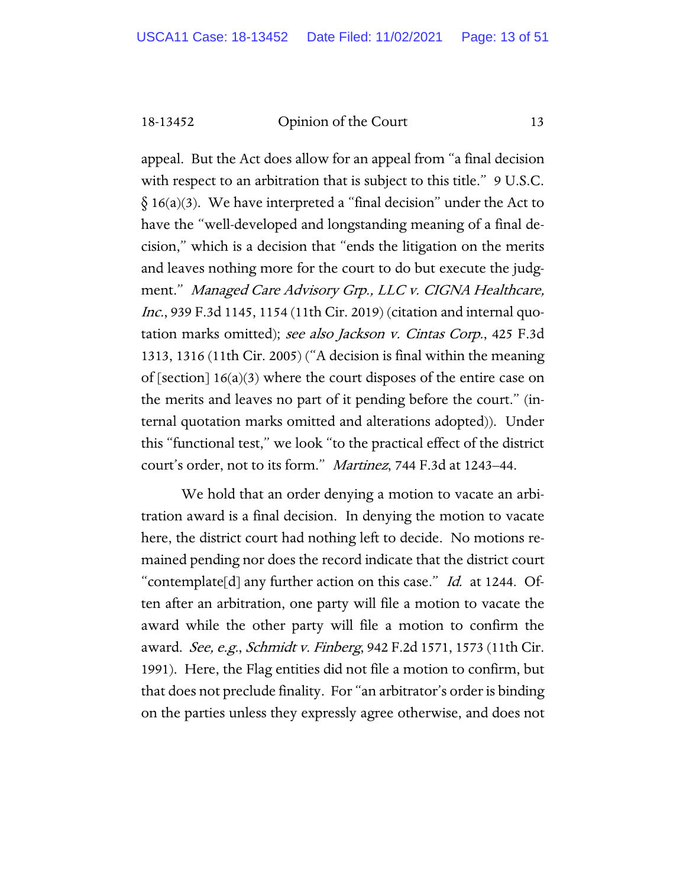appeal. But the Act does allow for an appeal from "a final decision with respect to an arbitration that is subject to this title." 9 U.S.C. § 16(a)(3). We have interpreted a "final decision" under the Act to have the "well-developed and longstanding meaning of a final decision," which is a decision that "ends the litigation on the merits and leaves nothing more for the court to do but execute the judgment." *Managed Care Advisory Grp., LLC v. CIGNA Healthcare, Inc.*, 939 F.3d 1145, 1154 (11th Cir. 2019) (citation and internal quotation marks omitted); *see also Jackson v. Cintas Corp.*, 425 F.3d 1313, 1316 (11th Cir. 2005) ("A decision is final within the meaning of [section] 16(a)(3) where the court disposes of the entire case on the merits and leaves no part of it pending before the court." (internal quotation marks omitted and alterations adopted)). Under this "functional test," we look "to the practical effect of the district court's order, not to its form." *Martinez*, 744 F.3d at 1243–44.

We hold that an order denying a motion to vacate an arbitration award is a final decision. In denying the motion to vacate here, the district court had nothing left to decide. No motions remained pending nor does the record indicate that the district court "contemplate[d] any further action on this case." *Id.* at 1244. Often after an arbitration, one party will file a motion to vacate the award while the other party will file a motion to confirm the award. *See, e.g.*, *Schmidt v. Finberg*, 942 F.2d 1571, 1573 (11th Cir. 1991). Here, the Flag entities did not file a motion to confirm, but that does not preclude finality. For "an arbitrator's order is binding on the parties unless they expressly agree otherwise, and does not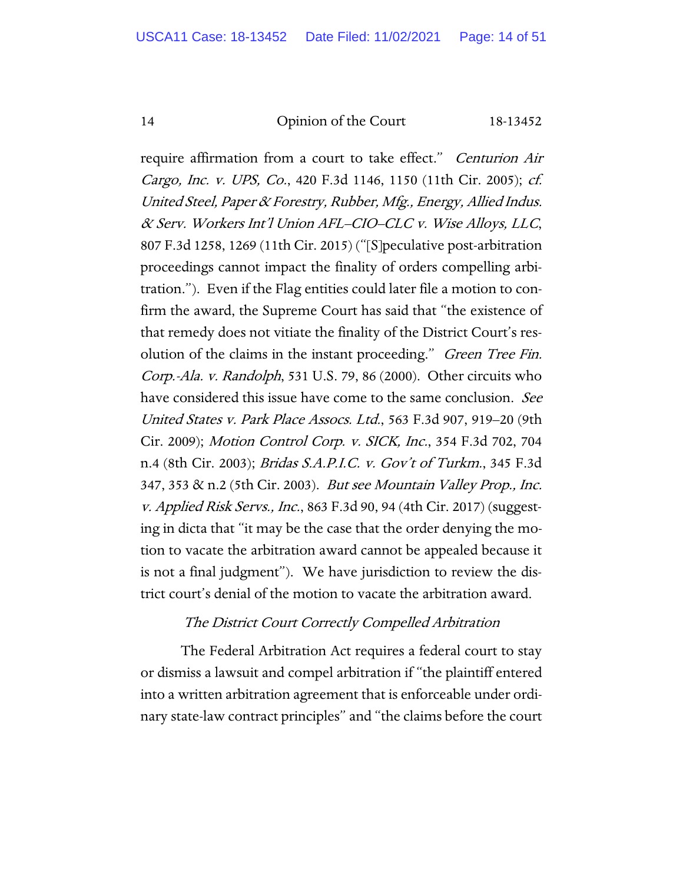require affirmation from a court to take effect." *Centurion Air Cargo, Inc. v. UPS, Co.*, 420 F.3d 1146, 1150 (11th Cir. 2005); *cf. United Steel, Paper & Forestry, Rubber, Mfg., Energy, Allied Indus. & Serv. Workers Int'l Union AFL–CIO–CLC v. Wise Alloys, LLC*, 807 F.3d 1258, 1269 (11th Cir. 2015) ("[S]peculative post-arbitration proceedings cannot impact the finality of orders compelling arbitration."). Even if the Flag entities could later file a motion to confirm the award, the Supreme Court has said that "the existence of that remedy does not vitiate the finality of the District Court's resolution of the claims in the instant proceeding." *Green Tree Fin. Corp.-Ala. v. Randolph*, 531 U.S. 79, 86 (2000). Other circuits who have considered this issue have come to the same conclusion. *See United States v. Park Place Assocs. Ltd.*, 563 F.3d 907, 919–20 (9th Cir. 2009); *Motion Control Corp. v. SICK, Inc.*, 354 F.3d 702, 704 n.4 (8th Cir. 2003); *Bridas S.A.P.I.C. v. Gov't of Turkm.*, 345 F.3d 347, 353 & n.2 (5th Cir. 2003). *But see Mountain Valley Prop., Inc. v. Applied Risk Servs., Inc.*, 863 F.3d 90, 94 (4th Cir. 2017) (suggesting in dicta that "it may be the case that the order denying the motion to vacate the arbitration award cannot be appealed because it is not a final judgment"). We have jurisdiction to review the district court's denial of the motion to vacate the arbitration award.

*The District Court Correctly Compelled Arbitration*

The Federal Arbitration Act requires a federal court to stay or dismiss a lawsuit and compel arbitration if "the plaintiff entered into a written arbitration agreement that is enforceable under ordinary state-law contract principles" and "the claims before the court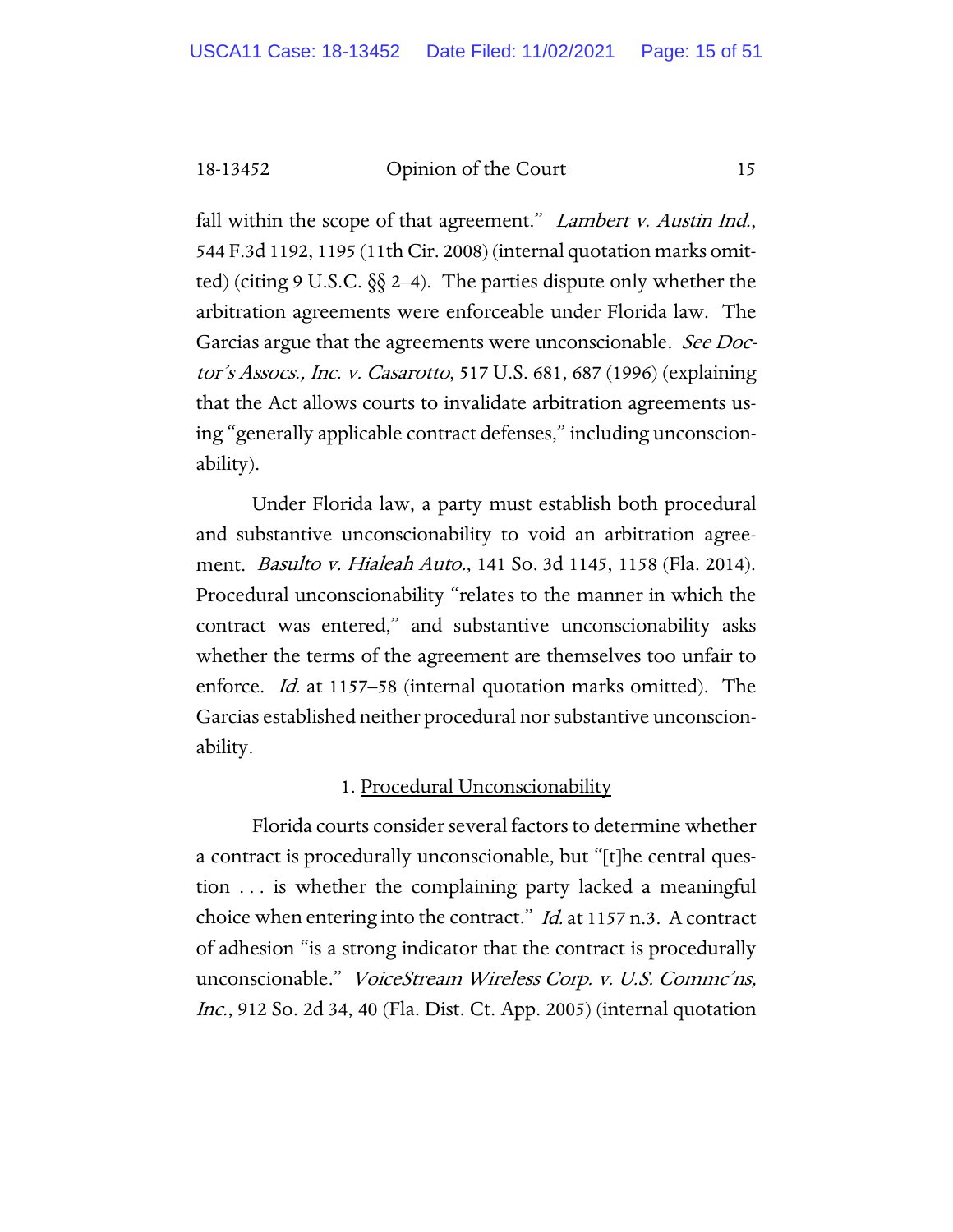fall within the scope of that agreement." *Lambert v. Austin Ind.*, 544 F.3d 1192, 1195 (11th Cir. 2008) (internal quotation marks omitted) (citing 9 U.S.C. §§ 2–4). The parties dispute only whether the arbitration agreements were enforceable under Florida law. The Garcias argue that the agreements were unconscionable. *See Doctor's Assocs., Inc. v. Casarotto*, 517 U.S. 681, 687 (1996) (explaining that the Act allows courts to invalidate arbitration agreements using "generally applicable contract defenses," including unconscionability).

Under Florida law, a party must establish both procedural and substantive unconscionability to void an arbitration agreement. *Basulto v. Hialeah Auto.*, 141 So. 3d 1145, 1158 (Fla. 2014). Procedural unconscionability "relates to the manner in which the contract was entered," and substantive unconscionability asks whether the terms of the agreement are themselves too unfair to enforce. *Id.* at 1157–58 (internal quotation marks omitted). The Garcias established neither procedural nor substantive unconscionability.

1. Procedural Unconscionability

Florida courts consider several factors to determine whether a contract is procedurally unconscionable, but "[t]he central question . . . is whether the complaining party lacked a meaningful choice when entering into the contract." *Id.* at 1157 n.3. A contract of adhesion "is a strong indicator that the contract is procedurally unconscionable." *VoiceStream Wireless Corp. v. U.S. Commc'ns, Inc.*, 912 So. 2d 34, 40 (Fla. Dist. Ct. App. 2005) (internal quotation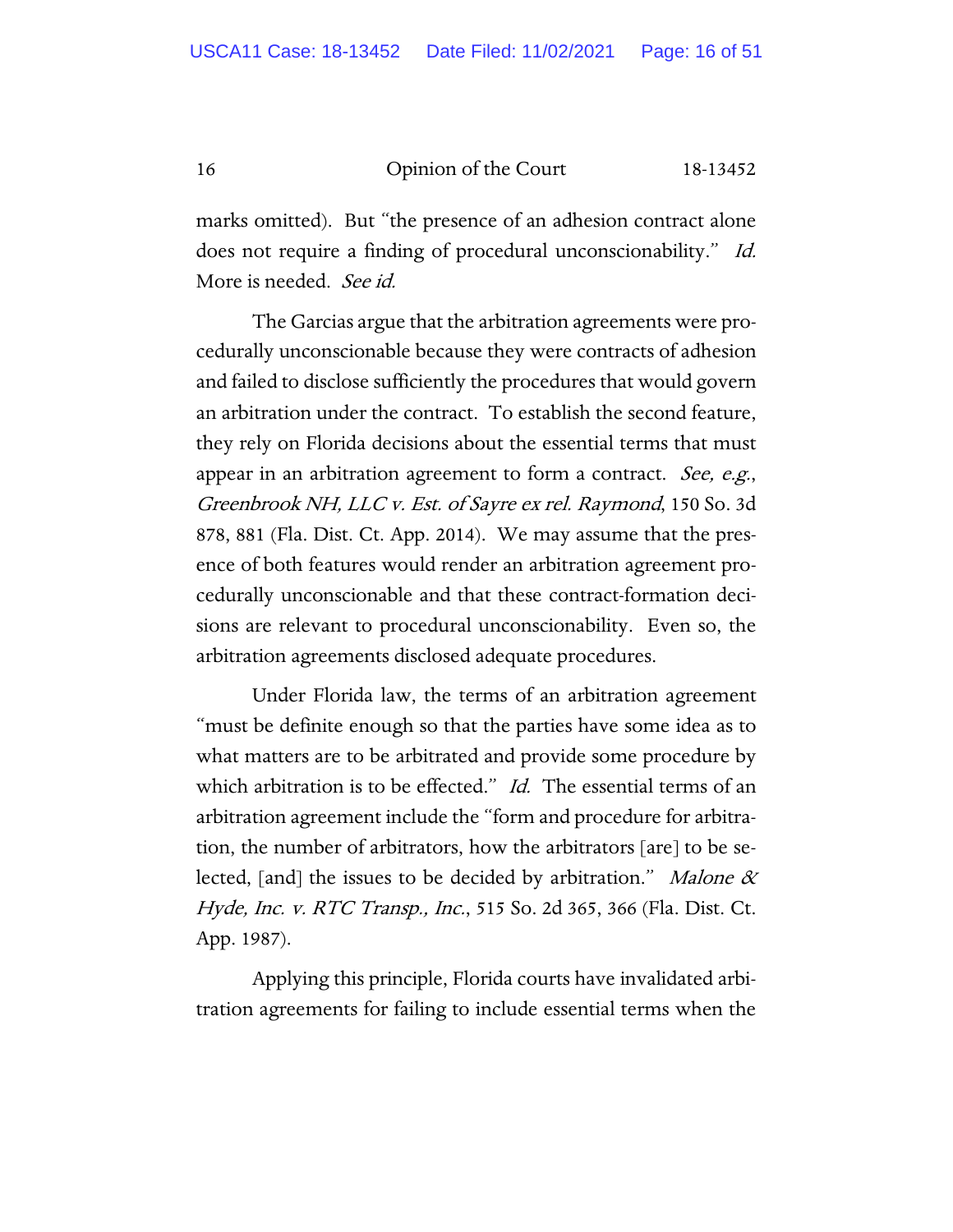marks omitted). But "the presence of an adhesion contract alone does not require a finding of procedural unconscionability." *Id.* More is needed. *See id.*

The Garcias argue that the arbitration agreements were procedurally unconscionable because they were contracts of adhesion and failed to disclose sufficiently the procedures that would govern an arbitration under the contract. To establish the second feature, they rely on Florida decisions about the essential terms that must appear in an arbitration agreement to form a contract. *See, e.g.*, *Greenbrook NH, LLC v. Est. of Sayre ex rel. Raymond*, 150 So. 3d 878, 881 (Fla. Dist. Ct. App. 2014). We may assume that the presence of both features would render an arbitration agreement procedurally unconscionable and that these contract-formation decisions are relevant to procedural unconscionability. Even so, the arbitration agreements disclosed adequate procedures.

Under Florida law, the terms of an arbitration agreement "must be definite enough so that the parties have some idea as to what matters are to be arbitrated and provide some procedure by which arbitration is to be effected." *Id.* The essential terms of an arbitration agreement include the "form and procedure for arbitration, the number of arbitrators, how the arbitrators [are] to be selected, [and] the issues to be decided by arbitration." *Malone & Hyde, Inc. v. RTC Transp., Inc.*, 515 So. 2d 365, 366 (Fla. Dist. Ct. App. 1987).

Applying this principle, Florida courts have invalidated arbitration agreements for failing to include essential terms when the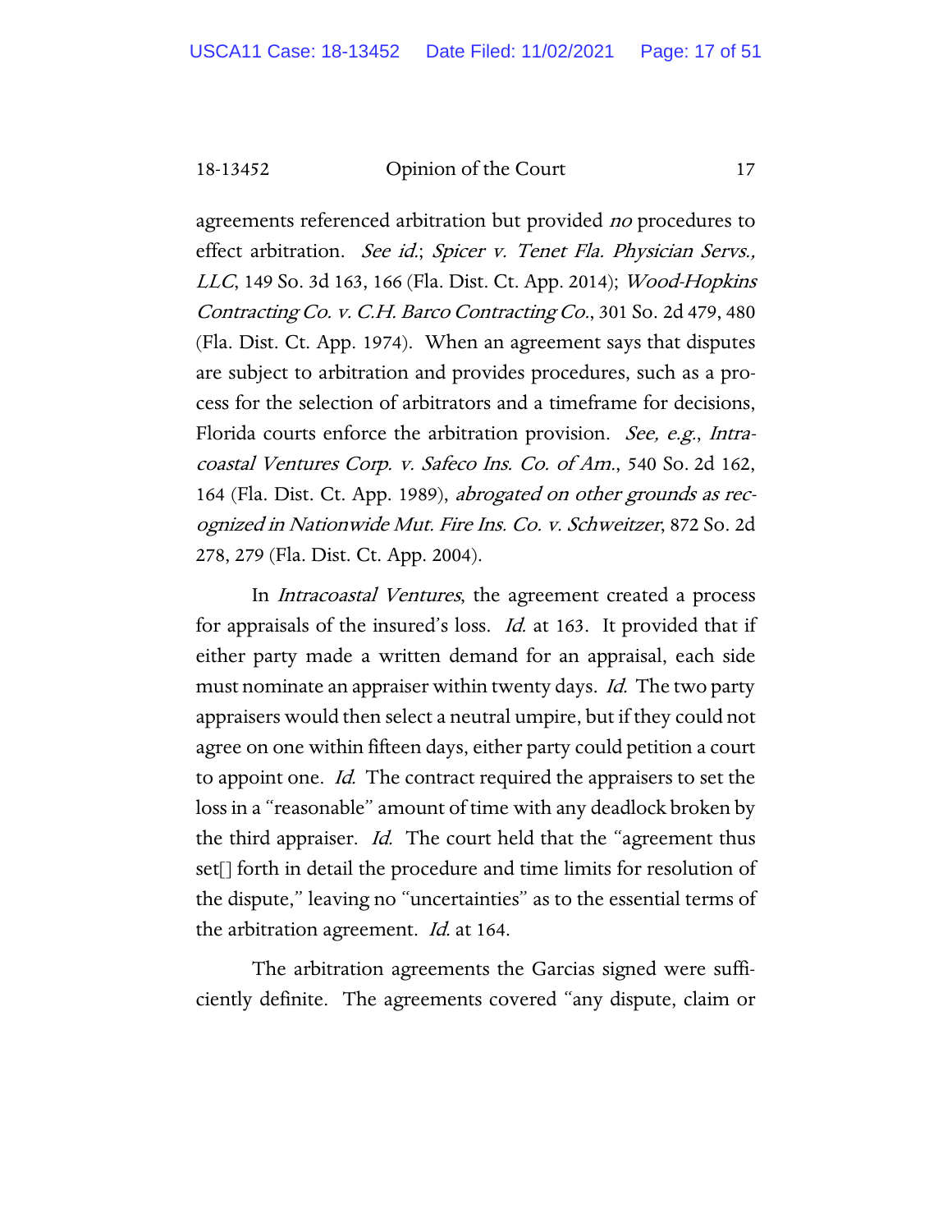agreements referenced arbitration but provided *no* procedures to effect arbitration. *See id.*; *Spicer v. Tenet Fla. Physician Servs., LLC*, 149 So. 3d 163, 166 (Fla. Dist. Ct. App. 2014); *Wood-Hopkins Contracting Co. v. C.H. Barco Contracting Co.*, 301 So. 2d 479, 480 (Fla. Dist. Ct. App. 1974). When an agreement says that disputes are subject to arbitration and provides procedures, such as a process for the selection of arbitrators and a timeframe for decisions, Florida courts enforce the arbitration provision. *See, e.g.*, *Intracoastal Ventures Corp. v. Safeco Ins. Co. of Am.*, 540 So. 2d 162, 164 (Fla. Dist. Ct. App. 1989), *abrogated on other grounds as recognized in Nationwide Mut. Fire Ins. Co. v. Schweitzer*, 872 So. 2d 278, 279 (Fla. Dist. Ct. App. 2004).

In *Intracoastal Ventures*, the agreement created a process for appraisals of the insured's loss. *Id.* at 163. It provided that if either party made a written demand for an appraisal, each side must nominate an appraiser within twenty days. *Id.* The two party appraisers would then select a neutral umpire, but if they could not agree on one within fifteen days, either party could petition a court to appoint one. *Id.* The contract required the appraisers to set the loss in a "reasonable" amount of time with any deadlock broken by the third appraiser. *Id.* The court held that the "agreement thus set[] forth in detail the procedure and time limits for resolution of the dispute," leaving no "uncertainties" as to the essential terms of the arbitration agreement. *Id.* at 164.

The arbitration agreements the Garcias signed were sufficiently definite. The agreements covered "any dispute, claim or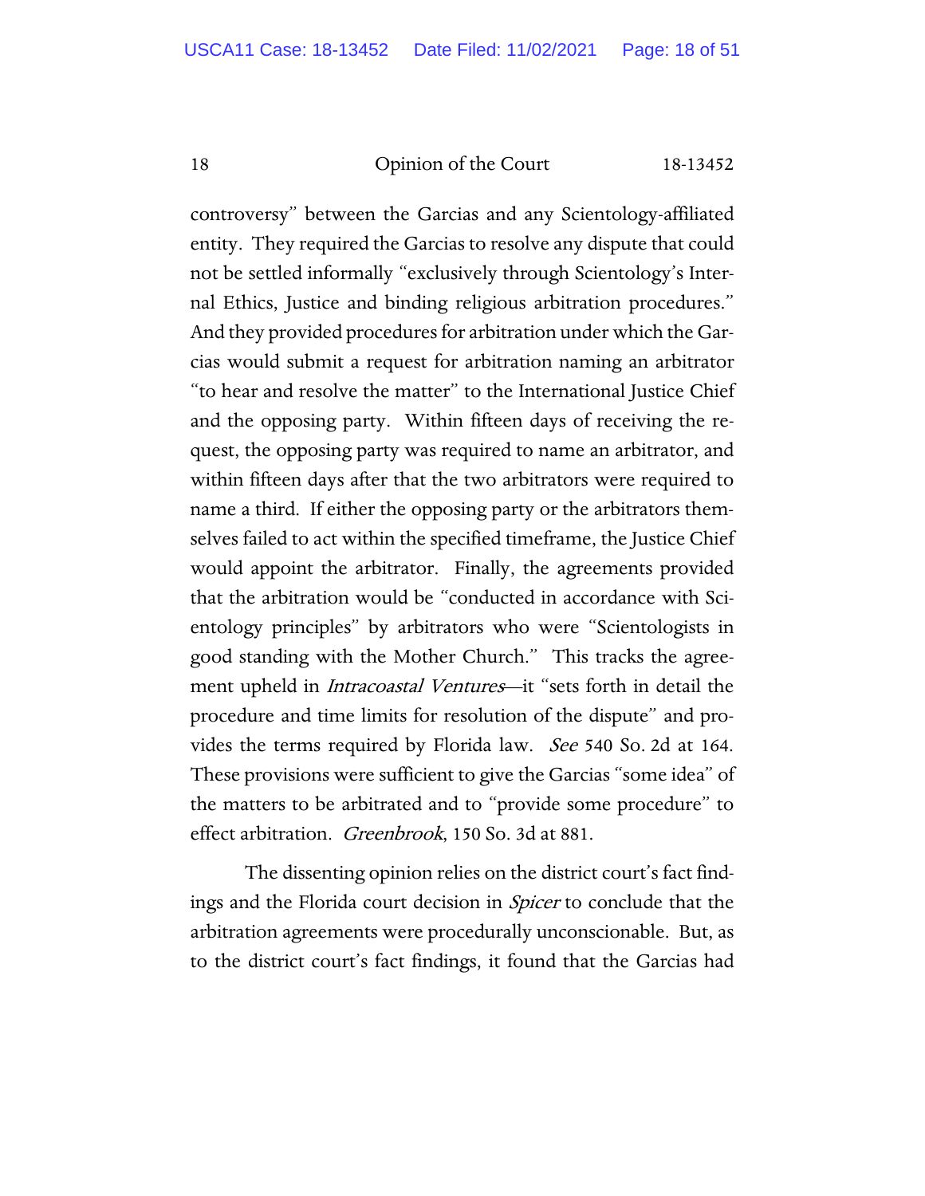controversy" between the Garcias and any Scientology-affiliated entity. They required the Garcias to resolve any dispute that could not be settled informally "exclusively through Scientology's Internal Ethics, Justice and binding religious arbitration procedures." And they provided procedures for arbitration under which the Garcias would submit a request for arbitration naming an arbitrator "to hear and resolve the matter" to the International Justice Chief and the opposing party. Within fifteen days of receiving the request, the opposing party was required to name an arbitrator, and within fifteen days after that the two arbitrators were required to name a third. If either the opposing party or the arbitrators themselves failed to act within the specified timeframe, the Justice Chief would appoint the arbitrator. Finally, the agreements provided that the arbitration would be "conducted in accordance with Scientology principles" by arbitrators who were "Scientologists in good standing with the Mother Church." This tracks the agreement upheld in *Intracoastal Ventures*—it "sets forth in detail the procedure and time limits for resolution of the dispute" and provides the terms required by Florida law. *See* 540 So. 2d at 164. These provisions were sufficient to give the Garcias "some idea" of the matters to be arbitrated and to "provide some procedure" to effect arbitration. *Greenbrook*, 150 So. 3d at 881.

The dissenting opinion relies on the district court's fact findings and the Florida court decision in *Spicer* to conclude that the arbitration agreements were procedurally unconscionable. But, as to the district court's fact findings, it found that the Garcias had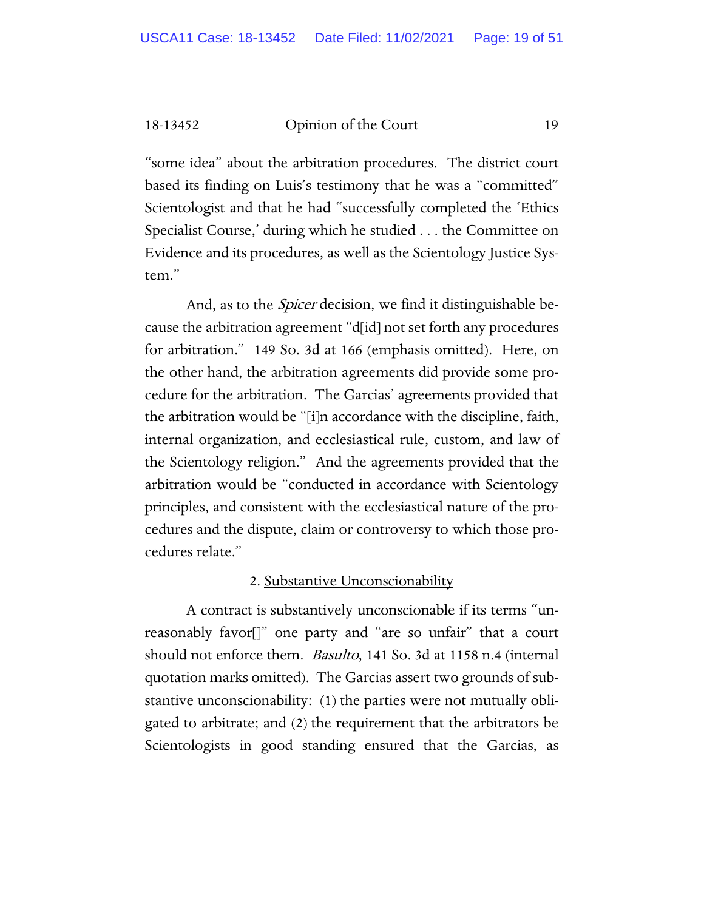"some idea" about the arbitration procedures. The district court based its finding on Luis's testimony that he was a "committed" Scientologist and that he had "successfully completed the 'Ethics Specialist Course,' during which he studied . . . the Committee on Evidence and its procedures, as well as the Scientology Justice System."

And, as to the *Spicer* decision, we find it distinguishable because the arbitration agreement "d[id] not set forth any procedures for arbitration." 149 So. 3d at 166 (emphasis omitted). Here, on the other hand, the arbitration agreements did provide some procedure for the arbitration. The Garcias' agreements provided that the arbitration would be "[i]n accordance with the discipline, faith, internal organization, and ecclesiastical rule, custom, and law of the Scientology religion." And the agreements provided that the arbitration would be "conducted in accordance with Scientology principles, and consistent with the ecclesiastical nature of the procedures and the dispute, claim or controversy to which those procedures relate."

2. Substantive Unconscionability

A contract is substantively unconscionable if its terms "unreasonably favor[]" one party and "are so unfair" that a court should not enforce them. *Basulto*, 141 So. 3d at 1158 n.4 (internal quotation marks omitted). The Garcias assert two grounds of substantive unconscionability: (1) the parties were not mutually obligated to arbitrate; and (2) the requirement that the arbitrators be Scientologists in good standing ensured that the Garcias, as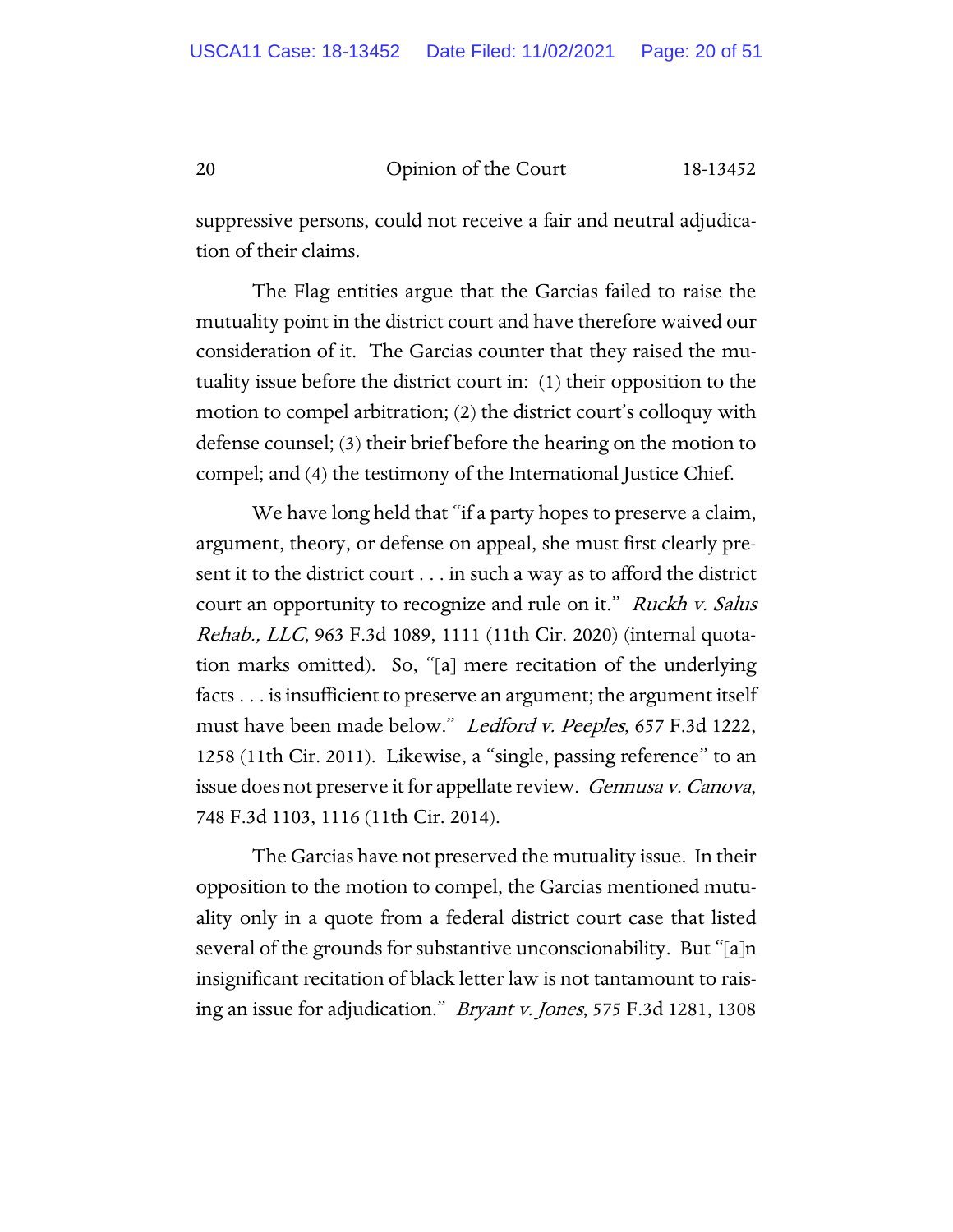suppressive persons, could not receive a fair and neutral adjudication of their claims.

The Flag entities argue that the Garcias failed to raise the mutuality point in the district court and have therefore waived our consideration of it. The Garcias counter that they raised the mutuality issue before the district court in: (1) their opposition to the motion to compel arbitration; (2) the district court's colloquy with defense counsel; (3) their brief before the hearing on the motion to compel; and (4) the testimony of the International Justice Chief.

We have long held that "if a party hopes to preserve a claim, argument, theory, or defense on appeal, she must first clearly present it to the district court . . . in such a way as to afford the district court an opportunity to recognize and rule on it." *Ruckh v. Salus Rehab., LLC*, 963 F.3d 1089, 1111 (11th Cir. 2020) (internal quotation marks omitted). So, "[a] mere recitation of the underlying facts . . . is insufficient to preserve an argument; the argument itself must have been made below." *Ledford v. Peeples*, 657 F.3d 1222, 1258 (11th Cir. 2011). Likewise, a "single, passing reference" to an issue does not preserve it for appellate review. *Gennusa v. Canova*, 748 F.3d 1103, 1116 (11th Cir. 2014).

The Garcias have not preserved the mutuality issue. In their opposition to the motion to compel, the Garcias mentioned mutuality only in a quote from a federal district court case that listed several of the grounds for substantive unconscionability. But "[a]n insignificant recitation of black letter law is not tantamount to raising an issue for adjudication." *Bryant v. Jones*, 575 F.3d 1281, 1308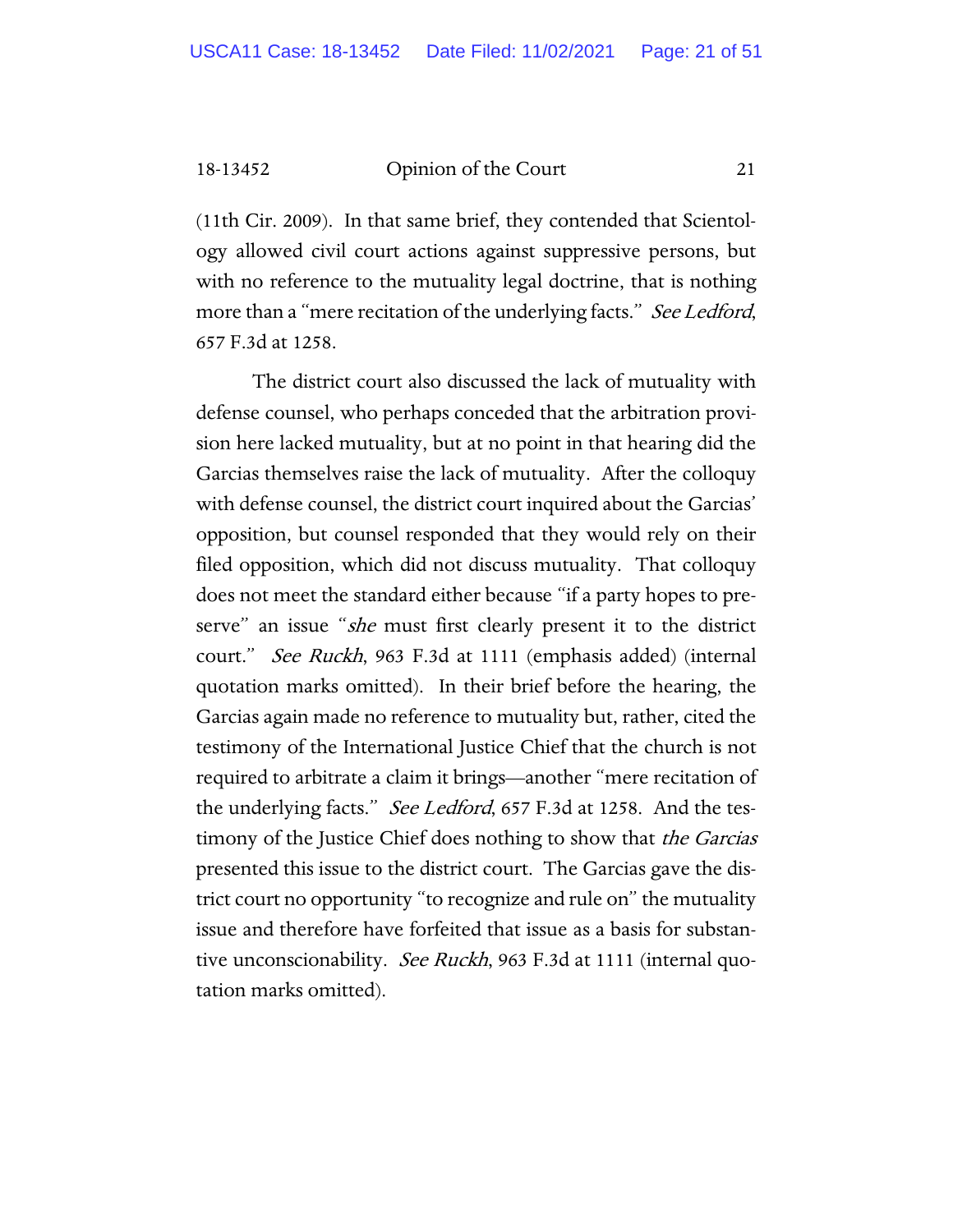(11th Cir. 2009). In that same brief, they contended that Scientology allowed civil court actions against suppressive persons, but with no reference to the mutuality legal doctrine, that is nothing more than a "mere recitation of the underlying facts." *See Ledford*, 657 F.3d at 1258.

The district court also discussed the lack of mutuality with defense counsel, who perhaps conceded that the arbitration provision here lacked mutuality, but at no point in that hearing did the Garcias themselves raise the lack of mutuality. After the colloquy with defense counsel, the district court inquired about the Garcias' opposition, but counsel responded that they would rely on their filed opposition, which did not discuss mutuality. That colloquy does not meet the standard either because "if a party hopes to preserve" an issue "*she* must first clearly present it to the district court." *See Ruckh*, 963 F.3d at 1111 (emphasis added) (internal quotation marks omitted). In their brief before the hearing, the Garcias again made no reference to mutuality but, rather, cited the testimony of the International Justice Chief that the church is not required to arbitrate a claim it brings—another "mere recitation of the underlying facts." *See Ledford*, 657 F.3d at 1258. And the testimony of the Justice Chief does nothing to show that *the Garcias* presented this issue to the district court. The Garcias gave the district court no opportunity "to recognize and rule on" the mutuality issue and therefore have forfeited that issue as a basis for substantive unconscionability. *See Ruckh*, 963 F.3d at 1111 (internal quotation marks omitted).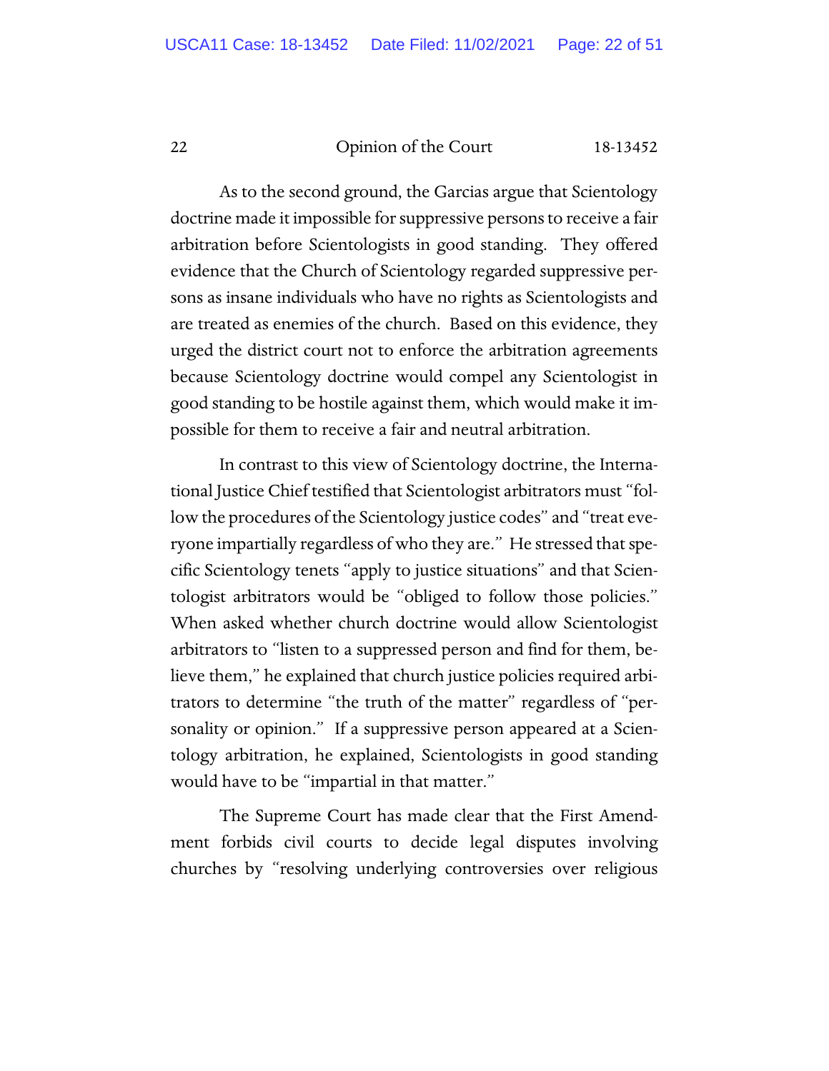As to the second ground, the Garcias argue that Scientology doctrine made it impossible for suppressive persons to receive a fair arbitration before Scientologists in good standing. They offered evidence that the Church of Scientology regarded suppressive persons as insane individuals who have no rights as Scientologists and are treated as enemies of the church. Based on this evidence, they urged the district court not to enforce the arbitration agreements because Scientology doctrine would compel any Scientologist in good standing to be hostile against them, which would make it impossible for them to receive a fair and neutral arbitration.

In contrast to this view of Scientology doctrine, the International Justice Chief testified that Scientologist arbitrators must "follow the procedures of the Scientology justice codes" and "treat everyone impartially regardless of who they are." He stressed that specific Scientology tenets "apply to justice situations" and that Scientologist arbitrators would be "obliged to follow those policies." When asked whether church doctrine would allow Scientologist arbitrators to "listen to a suppressed person and find for them, believe them," he explained that church justice policies required arbitrators to determine "the truth of the matter" regardless of "personality or opinion." If a suppressive person appeared at a Scientology arbitration, he explained, Scientologists in good standing would have to be "impartial in that matter."

The Supreme Court has made clear that the First Amendment forbids civil courts to decide legal disputes involving churches by "resolving underlying controversies over religious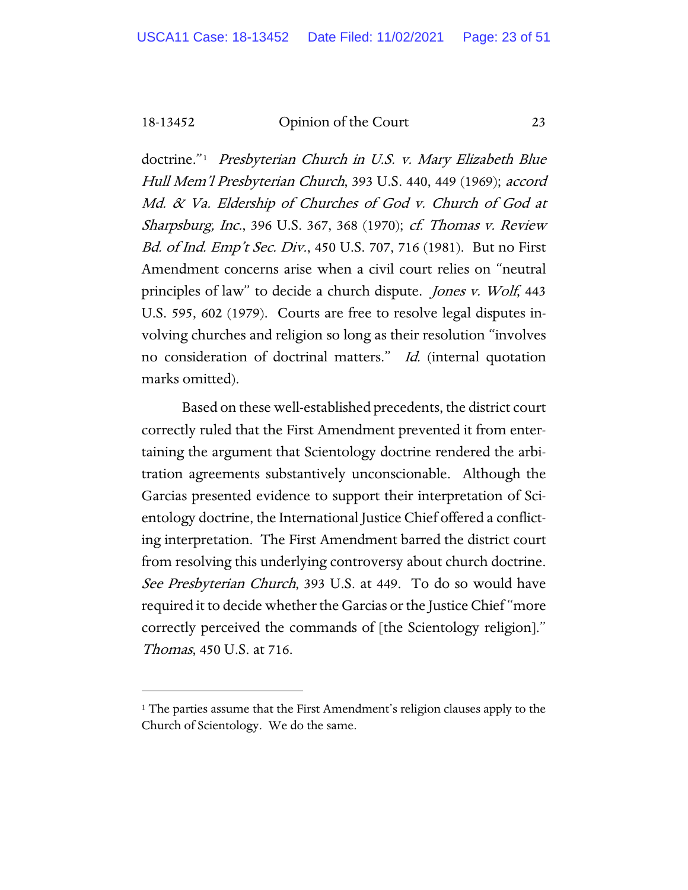doctrine."[1] *Presbyterian Church in U.S. v. Mary Elizabeth Blue Hull Mem'l Presbyterian Church*, 393 U.S. 440, 449 (1969); *accord Md. & Va. Eldership of Churches of God v. Church of God at Sharpsburg, Inc.*, 396 U.S. 367, 368 (1970); *cf. Thomas v. Review Bd. of Ind. Emp't Sec. Div.*, 450 U.S. 707, 716 (1981). But no First Amendment concerns arise when a civil court relies on "neutral principles of law" to decide a church dispute. *Jones v. Wolf*, 443 U.S. 595, 602 (1979). Courts are free to resolve legal disputes involving churches and religion so long as their resolution "involves no consideration of doctrinal matters." *Id.* (internal quotation marks omitted).

Based on these well-established precedents, the district court correctly ruled that the First Amendment prevented it from entertaining the argument that Scientology doctrine rendered the arbitration agreements substantively unconscionable. Although the Garcias presented evidence to support their interpretation of Scientology doctrine, the International Justice Chief offered a conflicting interpretation. The First Amendment barred the district court from resolving this underlying controversy about church doctrine. *See Presbyterian Church*, 393 U.S. at 449. To do so would have required it to decide whether the Garcias or the Justice Chief "more correctly perceived the commands of [the Scientology religion]." *Thomas*, 450 U.S. at 716.

---

[1] The parties assume that the First Amendment's religion clauses apply to the Church of Scientology. We do the same.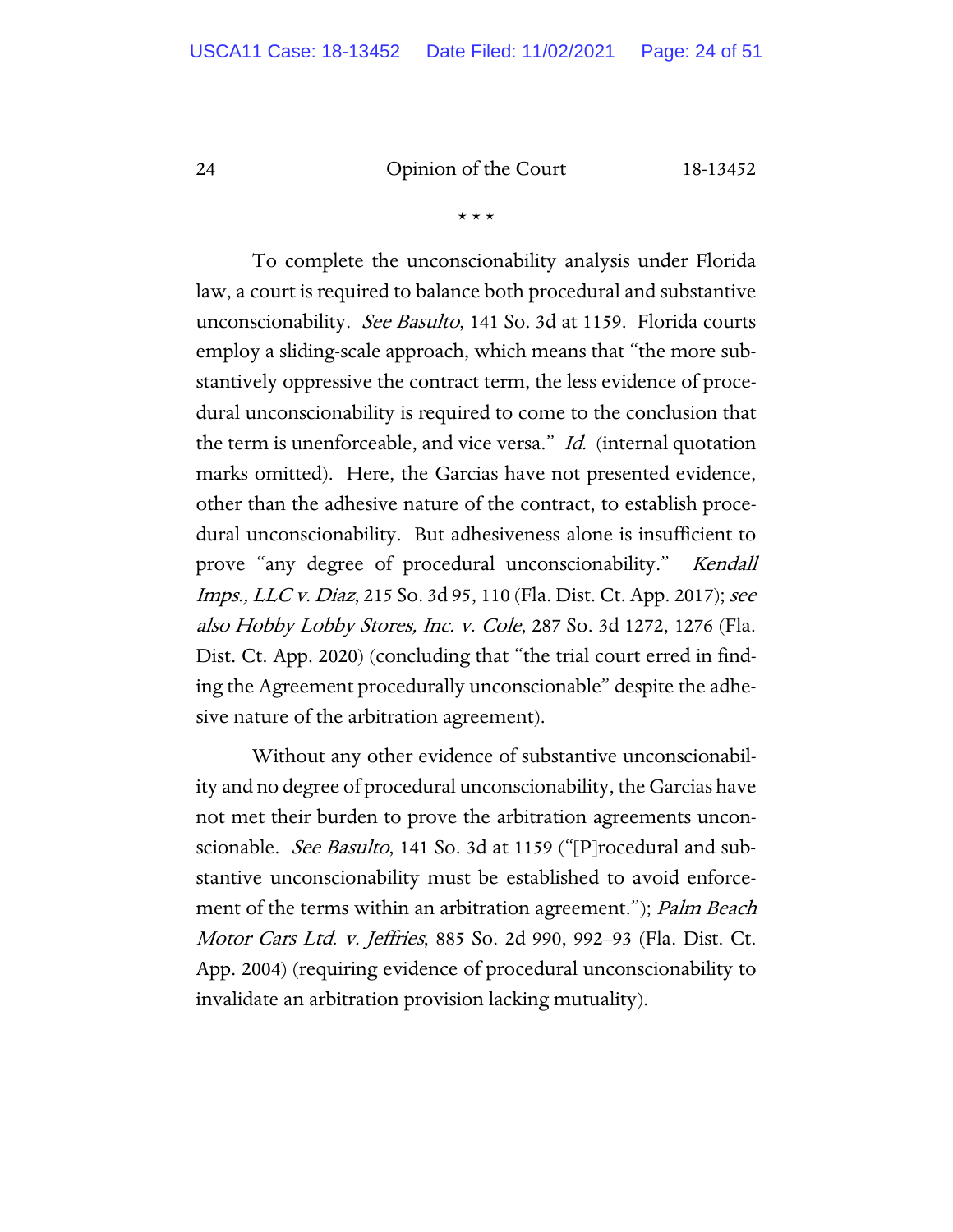\* \* \*

To complete the unconscionability analysis under Florida law, a court is required to balance both procedural and substantive unconscionability. *See Basulto*, 141 So. 3d at 1159. Florida courts employ a sliding-scale approach, which means that "the more substantively oppressive the contract term, the less evidence of procedural unconscionability is required to come to the conclusion that the term is unenforceable, and vice versa." *Id.* (internal quotation marks omitted). Here, the Garcias have not presented evidence, other than the adhesive nature of the contract, to establish procedural unconscionability. But adhesiveness alone is insufficient to prove "any degree of procedural unconscionability." *Kendall Imps., LLC v. Diaz*, 215 So. 3d 95, 110 (Fla. Dist. Ct. App. 2017); *see also Hobby Lobby Stores, Inc. v. Cole*, 287 So. 3d 1272, 1276 (Fla. Dist. Ct. App. 2020) (concluding that "the trial court erred in finding the Agreement procedurally unconscionable" despite the adhesive nature of the arbitration agreement).

Without any other evidence of substantive unconscionability and no degree of procedural unconscionability, the Garcias have not met their burden to prove the arbitration agreements unconscionable. *See Basulto*, 141 So. 3d at 1159 ("[P]rocedural and substantive unconscionability must be established to avoid enforcement of the terms within an arbitration agreement."); *Palm Beach Motor Cars Ltd. v. Jeffries*, 885 So. 2d 990, 992–93 (Fla. Dist. Ct. App. 2004) (requiring evidence of procedural unconscionability to invalidate an arbitration provision lacking mutuality).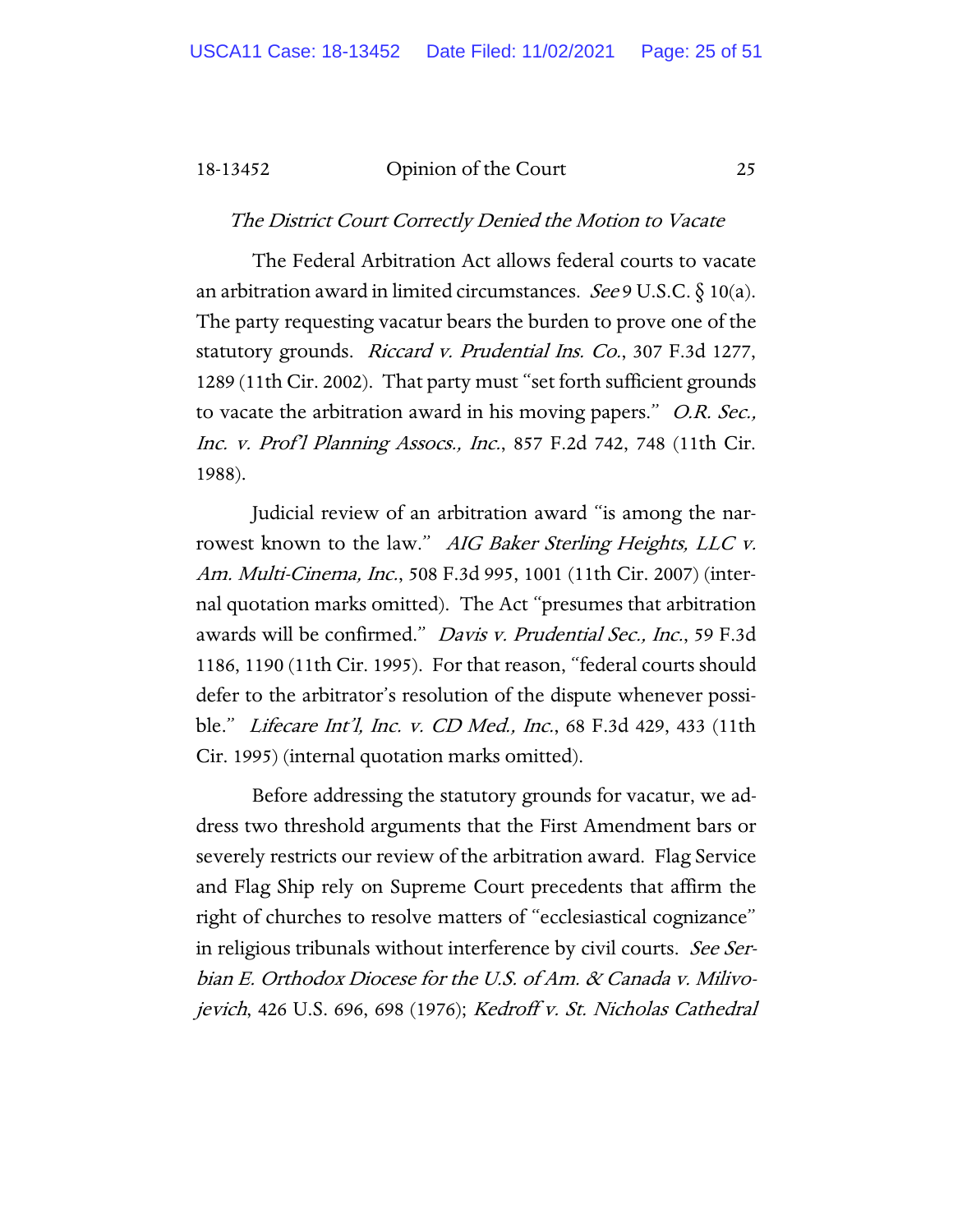*The District Court Correctly Denied the Motion to Vacate*

The Federal Arbitration Act allows federal courts to vacate an arbitration award in limited circumstances. *See* 9 U.S.C. § 10(a). The party requesting vacatur bears the burden to prove one of the statutory grounds. *Riccard v. Prudential Ins. Co.*, 307 F.3d 1277, 1289 (11th Cir. 2002). That party must "set forth sufficient grounds to vacate the arbitration award in his moving papers." *O.R. Sec., Inc. v. Prof'l Planning Assocs., Inc.*, 857 F.2d 742, 748 (11th Cir. 1988).

Judicial review of an arbitration award "is among the narrowest known to the law." *AIG Baker Sterling Heights, LLC v. Am. Multi-Cinema, Inc.*, 508 F.3d 995, 1001 (11th Cir. 2007) (internal quotation marks omitted). The Act "presumes that arbitration awards will be confirmed." *Davis v. Prudential Sec., Inc.*, 59 F.3d 1186, 1190 (11th Cir. 1995). For that reason, "federal courts should defer to the arbitrator's resolution of the dispute whenever possible." *Lifecare Int'l, Inc. v. CD Med., Inc.*, 68 F.3d 429, 433 (11th Cir. 1995) (internal quotation marks omitted).

Before addressing the statutory grounds for vacatur, we address two threshold arguments that the First Amendment bars or severely restricts our review of the arbitration award. Flag Service and Flag Ship rely on Supreme Court precedents that affirm the right of churches to resolve matters of "ecclesiastical cognizance" in religious tribunals without interference by civil courts. *See Serbian E. Orthodox Diocese for the U.S. of Am. & Canada v. Milivojevich*, 426 U.S. 696, 698 (1976); *Kedroff v. St. Nicholas Cathedral*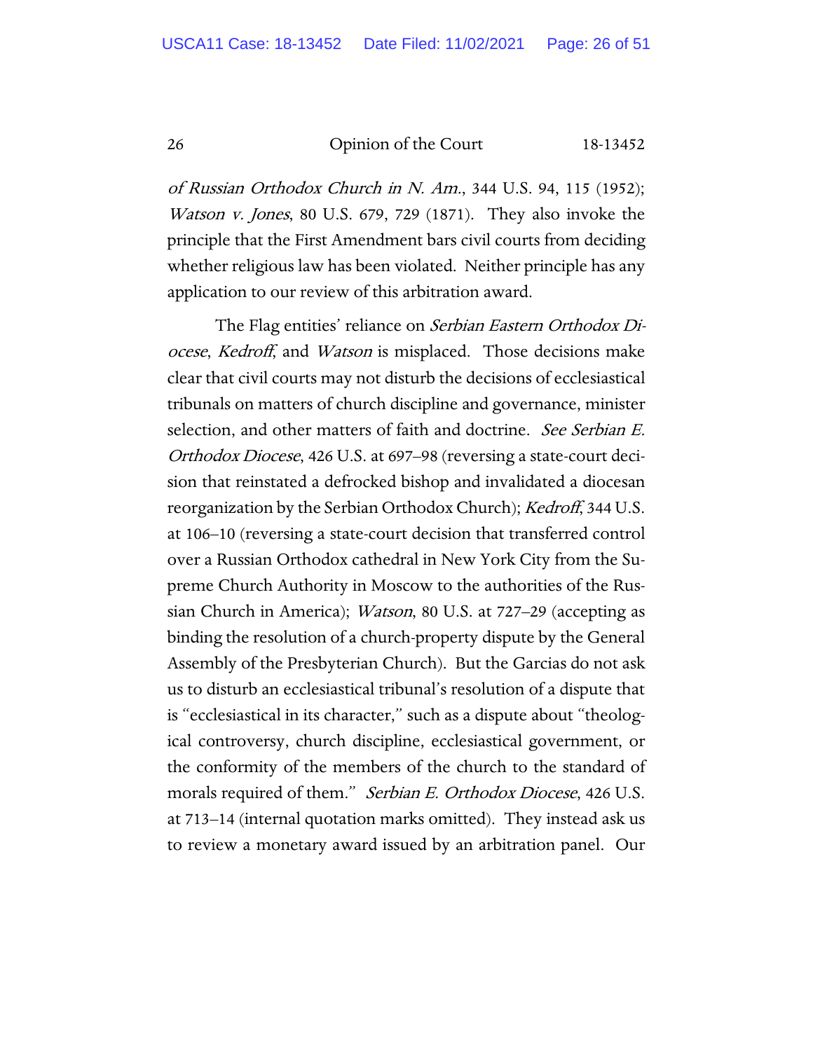*of Russian Orthodox Church in N. Am.*, 344 U.S. 94, 115 (1952); *Watson v. Jones*, 80 U.S. 679, 729 (1871). They also invoke the principle that the First Amendment bars civil courts from deciding whether religious law has been violated. Neither principle has any application to our review of this arbitration award.

The Flag entities' reliance on *Serbian Eastern Orthodox Diocese*, *Kedroff*, and *Watson* is misplaced. Those decisions make clear that civil courts may not disturb the decisions of ecclesiastical tribunals on matters of church discipline and governance, minister selection, and other matters of faith and doctrine. *See Serbian E. Orthodox Diocese*, 426 U.S. at 697–98 (reversing a state-court decision that reinstated a defrocked bishop and invalidated a diocesan reorganization by the Serbian Orthodox Church); *Kedroff*, 344 U.S. at 106–10 (reversing a state-court decision that transferred control over a Russian Orthodox cathedral in New York City from the Supreme Church Authority in Moscow to the authorities of the Russian Church in America); *Watson*, 80 U.S. at 727–29 (accepting as binding the resolution of a church-property dispute by the General Assembly of the Presbyterian Church). But the Garcias do not ask us to disturb an ecclesiastical tribunal's resolution of a dispute that is "ecclesiastical in its character," such as a dispute about "theological controversy, church discipline, ecclesiastical government, or the conformity of the members of the church to the standard of morals required of them." *Serbian E. Orthodox Diocese*, 426 U.S. at 713–14 (internal quotation marks omitted). They instead ask us to review a monetary award issued by an arbitration panel. Our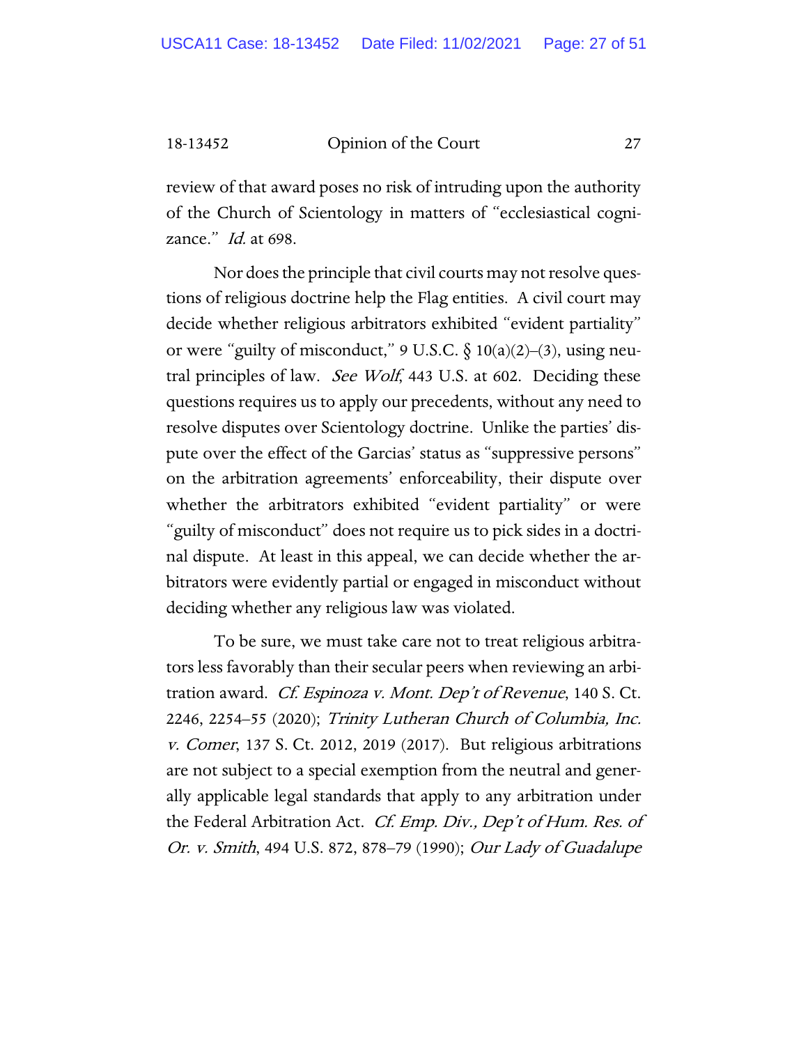review of that award poses no risk of intruding upon the authority of the Church of Scientology in matters of "ecclesiastical cognizance." *Id.* at 698.

Nor does the principle that civil courts may not resolve questions of religious doctrine help the Flag entities. A civil court may decide whether religious arbitrators exhibited "evident partiality" or were "guilty of misconduct," 9 U.S.C. § 10(a)(2)–(3), using neutral principles of law. *See Wolf*, 443 U.S. at 602. Deciding these questions requires us to apply our precedents, without any need to resolve disputes over Scientology doctrine. Unlike the parties' dispute over the effect of the Garcias' status as "suppressive persons" on the arbitration agreements' enforceability, their dispute over whether the arbitrators exhibited "evident partiality" or were "guilty of misconduct" does not require us to pick sides in a doctrinal dispute. At least in this appeal, we can decide whether the arbitrators were evidently partial or engaged in misconduct without deciding whether any religious law was violated.

To be sure, we must take care not to treat religious arbitrators less favorably than their secular peers when reviewing an arbitration award. *Cf. Espinoza v. Mont. Dep't of Revenue*, 140 S. Ct. 2246, 2254–55 (2020); *Trinity Lutheran Church of Columbia, Inc. v. Comer*, 137 S. Ct. 2012, 2019 (2017). But religious arbitrations are not subject to a special exemption from the neutral and generally applicable legal standards that apply to any arbitration under the Federal Arbitration Act. *Cf. Emp. Div., Dep't of Hum. Res. of Or. v. Smith*, 494 U.S. 872, 878–79 (1990); *Our Lady of Guadalupe*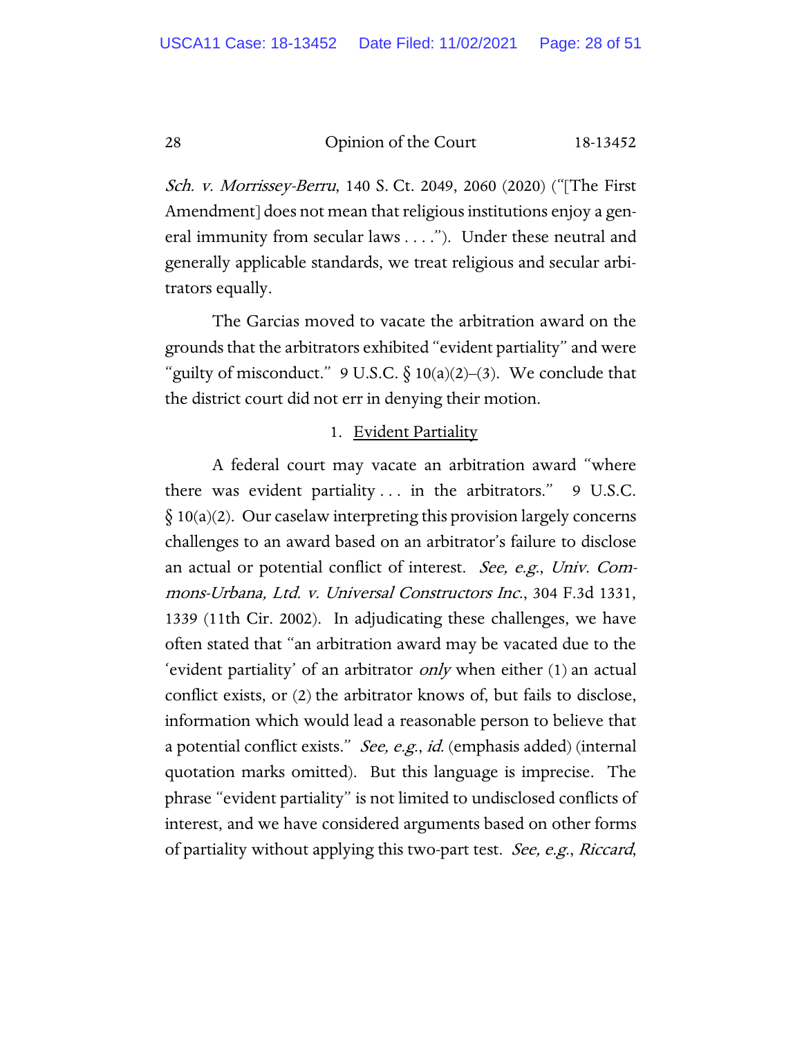*Sch. v. Morrissey-Berru*, 140 S. Ct. 2049, 2060 (2020) ("[The First Amendment] does not mean that religious institutions enjoy a general immunity from secular laws . . . ."). Under these neutral and generally applicable standards, we treat religious and secular arbitrators equally.

The Garcias moved to vacate the arbitration award on the grounds that the arbitrators exhibited "evident partiality" and were "guilty of misconduct." 9 U.S.C. § 10(a)(2)–(3). We conclude that the district court did not err in denying their motion.

1. Evident Partiality

A federal court may vacate an arbitration award "where there was evident partiality . . . in the arbitrators." 9 U.S.C. § 10(a)(2). Our caselaw interpreting this provision largely concerns challenges to an award based on an arbitrator's failure to disclose an actual or potential conflict of interest. *See, e.g.*, *Univ. Commons-Urbana, Ltd. v. Universal Constructors Inc.*, 304 F.3d 1331, 1339 (11th Cir. 2002). In adjudicating these challenges, we have often stated that "an arbitration award may be vacated due to the 'evident partiality' of an arbitrator *only* when either (1) an actual conflict exists, or (2) the arbitrator knows of, but fails to disclose, information which would lead a reasonable person to believe that a potential conflict exists." *See, e.g.*, *id.* (emphasis added) (internal quotation marks omitted). But this language is imprecise. The phrase "evident partiality" is not limited to undisclosed conflicts of interest, and we have considered arguments based on other forms of partiality without applying this two-part test. *See, e.g.*, *Riccard*,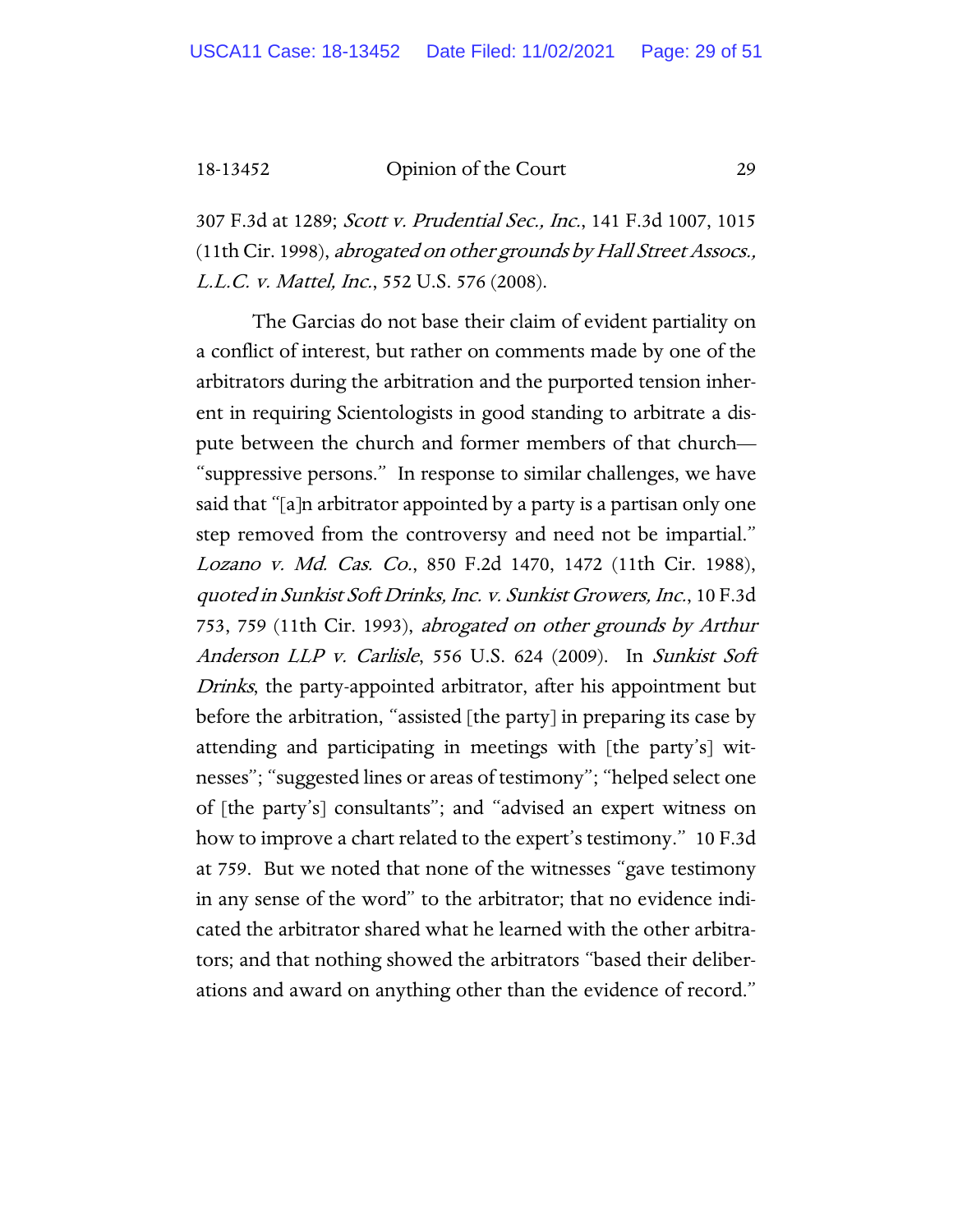307 F.3d at 1289; *Scott v. Prudential Sec., Inc.*, 141 F.3d 1007, 1015 (11th Cir. 1998), *abrogated on other grounds by Hall Street Assocs., L.L.C. v. Mattel, Inc.*, 552 U.S. 576 (2008).

The Garcias do not base their claim of evident partiality on a conflict of interest, but rather on comments made by one of the arbitrators during the arbitration and the purported tension inherent in requiring Scientologists in good standing to arbitrate a dispute between the church and former members of that church—"suppressive persons." In response to similar challenges, we have said that "[a]n arbitrator appointed by a party is a partisan only one step removed from the controversy and need not be impartial." *Lozano v. Md. Cas. Co.*, 850 F.2d 1470, 1472 (11th Cir. 1988), *quoted in Sunkist Soft Drinks, Inc. v. Sunkist Growers, Inc.*, 10 F.3d 753, 759 (11th Cir. 1993), *abrogated on other grounds by Arthur Anderson LLP v. Carlisle*, 556 U.S. 624 (2009). In *Sunkist Soft Drinks*, the party-appointed arbitrator, after his appointment but before the arbitration, "assisted [the party] in preparing its case by attending and participating in meetings with [the party's] witnesses"; "suggested lines or areas of testimony"; "helped select one of [the party's] consultants"; and "advised an expert witness on how to improve a chart related to the expert's testimony." 10 F.3d at 759. But we noted that none of the witnesses "gave testimony in any sense of the word" to the arbitrator; that no evidence indicated the arbitrator shared what he learned with the other arbitrators; and that nothing showed the arbitrators "based their deliberations and award on anything other than the evidence of record."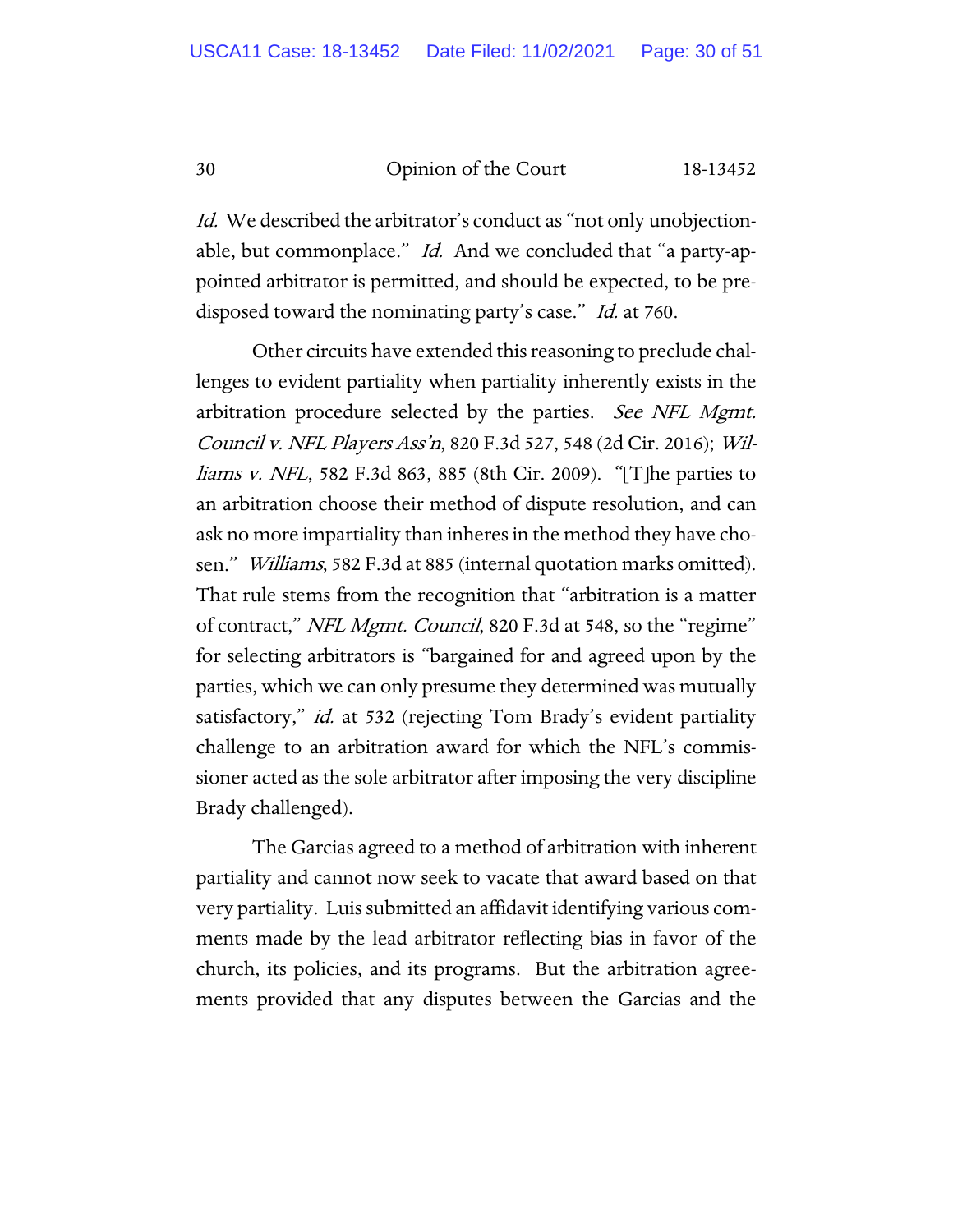*Id.* We described the arbitrator's conduct as "not only unobjectionable, but commonplace." *Id.* And we concluded that "a party-appointed arbitrator is permitted, and should be expected, to be predisposed toward the nominating party's case." *Id.* at 760.

Other circuits have extended this reasoning to preclude challenges to evident partiality when partiality inherently exists in the arbitration procedure selected by the parties. *See NFL Mgmt. Council v. NFL Players Ass'n*, 820 F.3d 527, 548 (2d Cir. 2016); *Williams v. NFL*, 582 F.3d 863, 885 (8th Cir. 2009). "[T]he parties to an arbitration choose their method of dispute resolution, and can ask no more impartiality than inheres in the method they have chosen." *Williams*, 582 F.3d at 885 (internal quotation marks omitted). That rule stems from the recognition that "arbitration is a matter of contract," *NFL Mgmt. Council*, 820 F.3d at 548, so the "regime" for selecting arbitrators is "bargained for and agreed upon by the parties, which we can only presume they determined was mutually satisfactory," *id.* at 532 (rejecting Tom Brady's evident partiality challenge to an arbitration award for which the NFL's commissioner acted as the sole arbitrator after imposing the very discipline Brady challenged).

The Garcias agreed to a method of arbitration with inherent partiality and cannot now seek to vacate that award based on that very partiality. Luis submitted an affidavit identifying various comments made by the lead arbitrator reflecting bias in favor of the church, its policies, and its programs. But the arbitration agreements provided that any disputes between the Garcias and the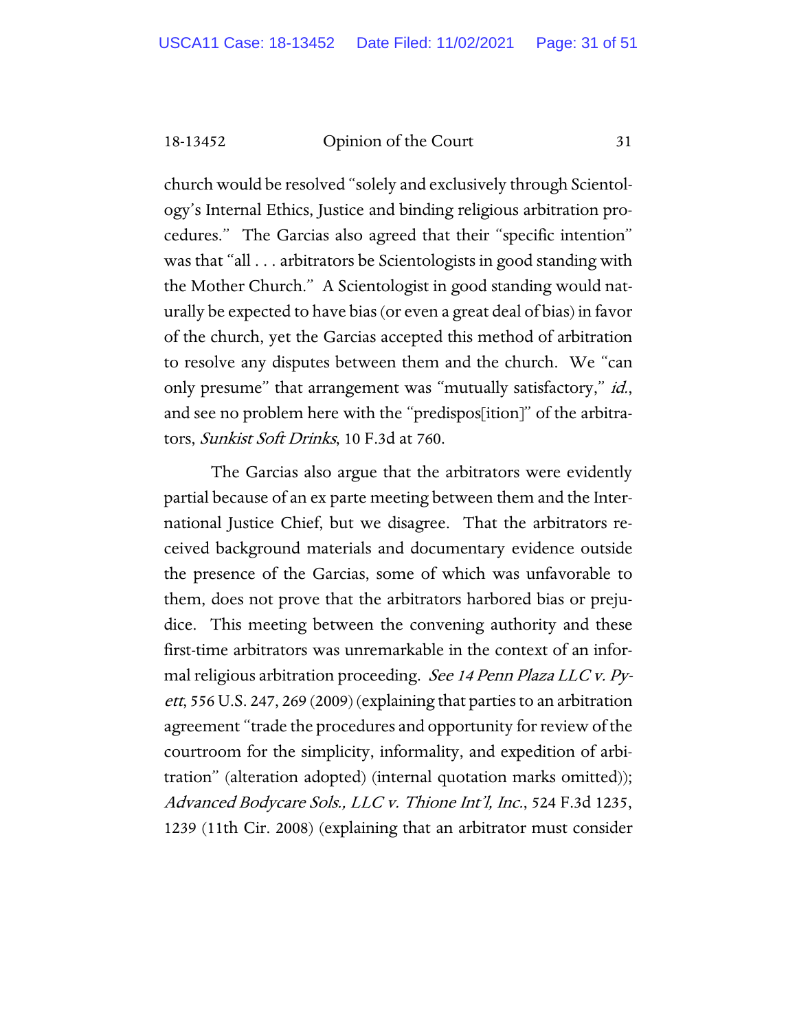church would be resolved "solely and exclusively through Scientology's Internal Ethics, Justice and binding religious arbitration procedures." The Garcias also agreed that their "specific intention" was that "all . . . arbitrators be Scientologists in good standing with the Mother Church." A Scientologist in good standing would naturally be expected to have bias (or even a great deal of bias) in favor of the church, yet the Garcias accepted this method of arbitration to resolve any disputes between them and the church. We "can only presume" that arrangement was "mutually satisfactory," *id.*, and see no problem here with the "predispos[ition]" of the arbitrators, *Sunkist Soft Drinks*, 10 F.3d at 760.

The Garcias also argue that the arbitrators were evidently partial because of an ex parte meeting between them and the International Justice Chief, but we disagree. That the arbitrators received background materials and documentary evidence outside the presence of the Garcias, some of which was unfavorable to them, does not prove that the arbitrators harbored bias or prejudice. This meeting between the convening authority and these first-time arbitrators was unremarkable in the context of an informal religious arbitration proceeding. *See 14 Penn Plaza LLC v. Pyett*, 556 U.S. 247, 269 (2009) (explaining that parties to an arbitration agreement "trade the procedures and opportunity for review of the courtroom for the simplicity, informality, and expedition of arbitration" (alteration adopted) (internal quotation marks omitted)); *Advanced Bodycare Sols., LLC v. Thione Int'l, Inc.*, 524 F.3d 1235, 1239 (11th Cir. 2008) (explaining that an arbitrator must consider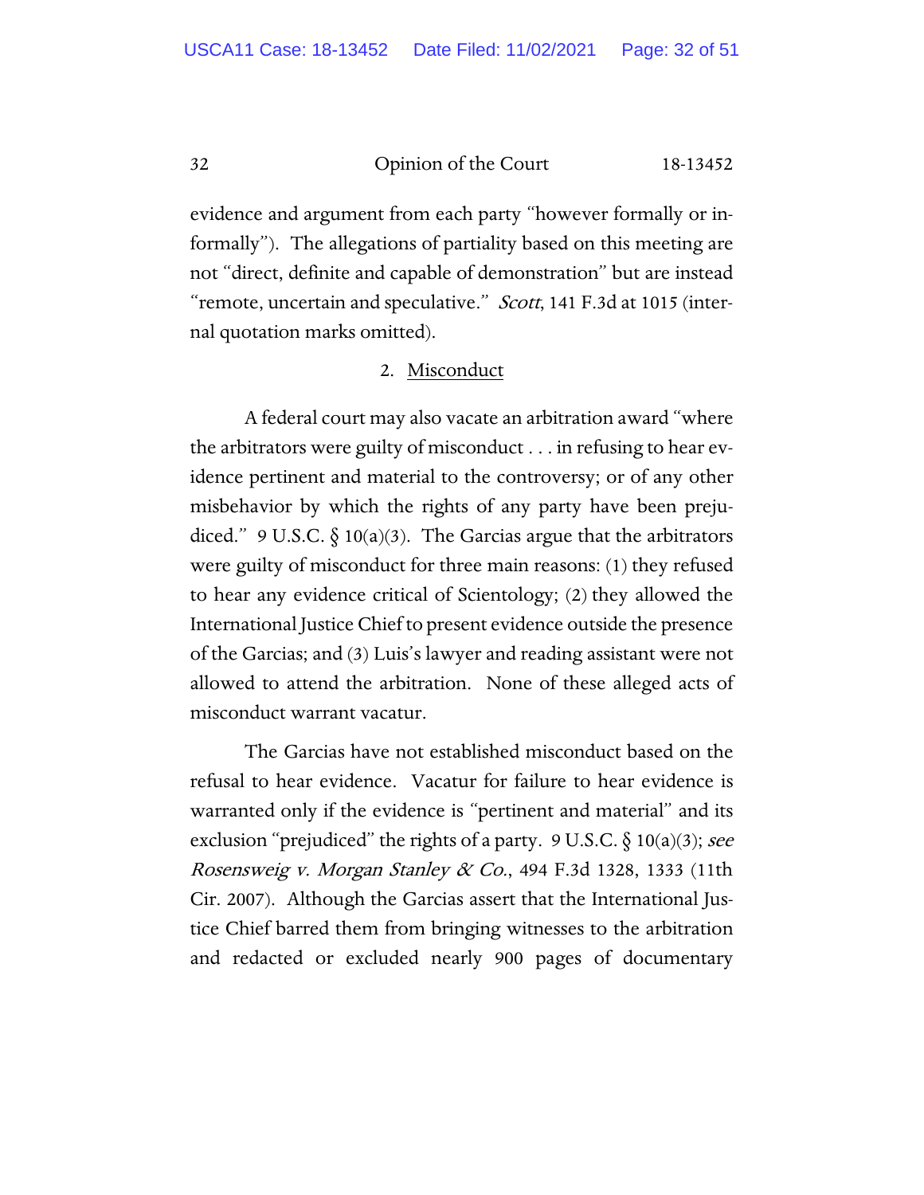evidence and argument from each party "however formally or informally"). The allegations of partiality based on this meeting are not "direct, definite and capable of demonstration" but are instead "remote, uncertain and speculative." *Scott*, 141 F.3d at 1015 (internal quotation marks omitted).

2. Misconduct

A federal court may also vacate an arbitration award "where the arbitrators were guilty of misconduct . . . in refusing to hear evidence pertinent and material to the controversy; or of any other misbehavior by which the rights of any party have been prejudiced." 9 U.S.C. § 10(a)(3). The Garcias argue that the arbitrators were guilty of misconduct for three main reasons: (1) they refused to hear any evidence critical of Scientology; (2) they allowed the International Justice Chief to present evidence outside the presence of the Garcias; and (3) Luis's lawyer and reading assistant were not allowed to attend the arbitration. None of these alleged acts of misconduct warrant vacatur.

The Garcias have not established misconduct based on the refusal to hear evidence. Vacatur for failure to hear evidence is warranted only if the evidence is "pertinent and material" and its exclusion "prejudiced" the rights of a party. 9 U.S.C. § 10(a)(3); *see Rosensweig v. Morgan Stanley & Co.*, 494 F.3d 1328, 1333 (11th Cir. 2007). Although the Garcias assert that the International Justice Chief barred them from bringing witnesses to the arbitration and redacted or excluded nearly 900 pages of documentary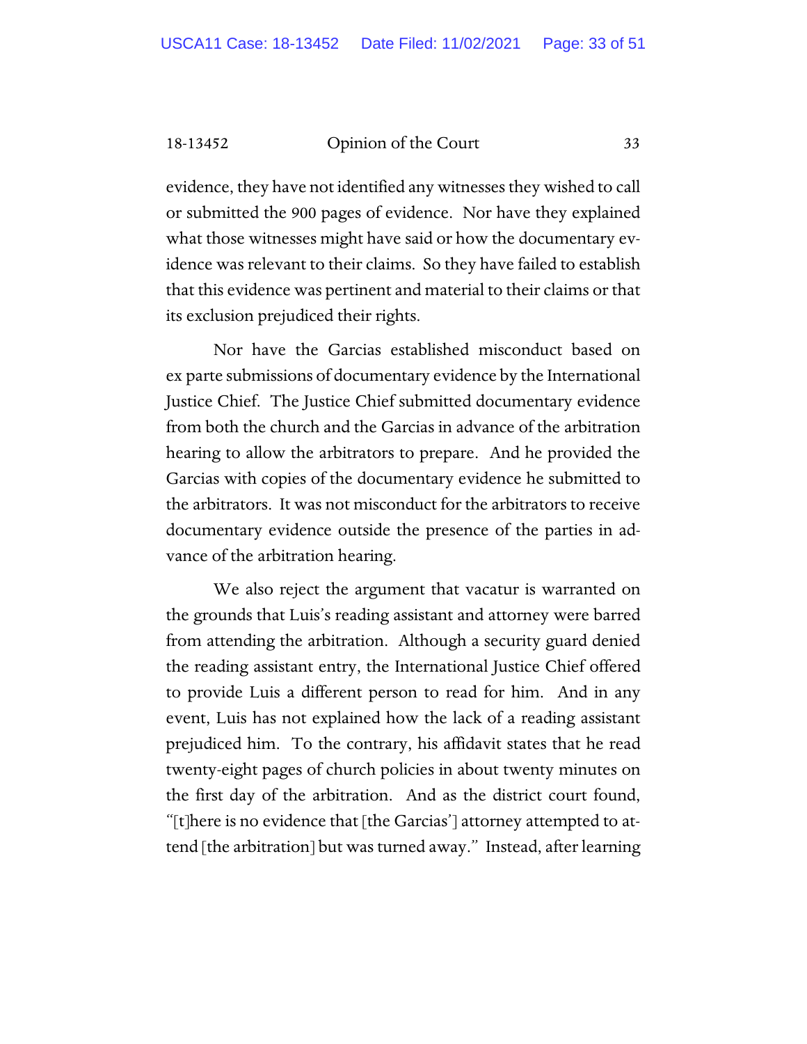evidence, they have not identified any witnesses they wished to call or submitted the 900 pages of evidence. Nor have they explained what those witnesses might have said or how the documentary evidence was relevant to their claims. So they have failed to establish that this evidence was pertinent and material to their claims or that its exclusion prejudiced their rights.

Nor have the Garcias established misconduct based on ex parte submissions of documentary evidence by the International Justice Chief. The Justice Chief submitted documentary evidence from both the church and the Garcias in advance of the arbitration hearing to allow the arbitrators to prepare. And he provided the Garcias with copies of the documentary evidence he submitted to the arbitrators. It was not misconduct for the arbitrators to receive documentary evidence outside the presence of the parties in advance of the arbitration hearing.

We also reject the argument that vacatur is warranted on the grounds that Luis's reading assistant and attorney were barred from attending the arbitration. Although a security guard denied the reading assistant entry, the International Justice Chief offered to provide Luis a different person to read for him. And in any event, Luis has not explained how the lack of a reading assistant prejudiced him. To the contrary, his affidavit states that he read twenty-eight pages of church policies in about twenty minutes on the first day of the arbitration. And as the district court found, "[t]here is no evidence that [the Garcias'] attorney attempted to attend [the arbitration] but was turned away." Instead, after learning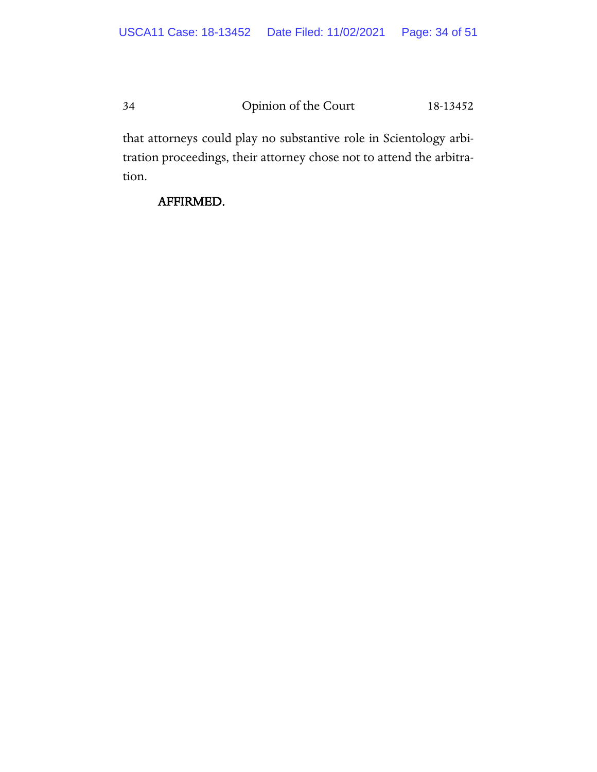that attorneys could play no substantive role in Scientology arbitration proceedings, their attorney chose not to attend the arbitration.

**AFFIRMED.**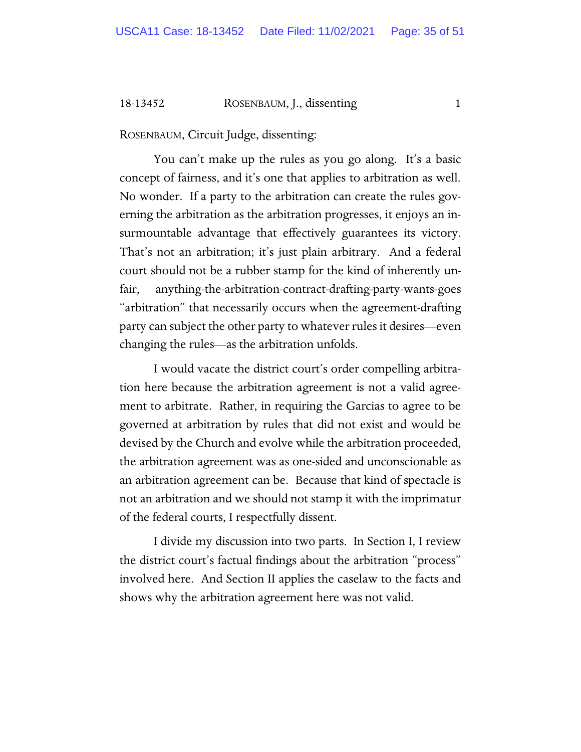ROSENBAUM, Circuit Judge, dissenting:

You can't make up the rules as you go along. It's a basic concept of fairness, and it's one that applies to arbitration as well. No wonder. If a party to the arbitration can create the rules governing the arbitration as the arbitration progresses, it enjoys an insurmountable advantage that effectively guarantees its victory. That's not an arbitration; it's just plain arbitrary. And a federal court should not be a rubber stamp for the kind of inherently unfair, anything-the-arbitration-contract-drafting-party-wants-goes "arbitration" that necessarily occurs when the agreement-drafting party can subject the other party to whatever rules it desires—even changing the rules—as the arbitration unfolds.

I would vacate the district court's order compelling arbitration here because the arbitration agreement is not a valid agreement to arbitrate. Rather, in requiring the Garcias to agree to be governed at arbitration by rules that did not exist and would be devised by the Church and evolve while the arbitration proceeded, the arbitration agreement was as one-sided and unconscionable as an arbitration agreement can be. Because that kind of spectacle is not an arbitration and we should not stamp it with the imprimatur of the federal courts, I respectfully dissent.

I divide my discussion into two parts. In Section I, I review the district court's factual findings about the arbitration "process" involved here. And Section II applies the caselaw to the facts and shows why the arbitration agreement here was not valid.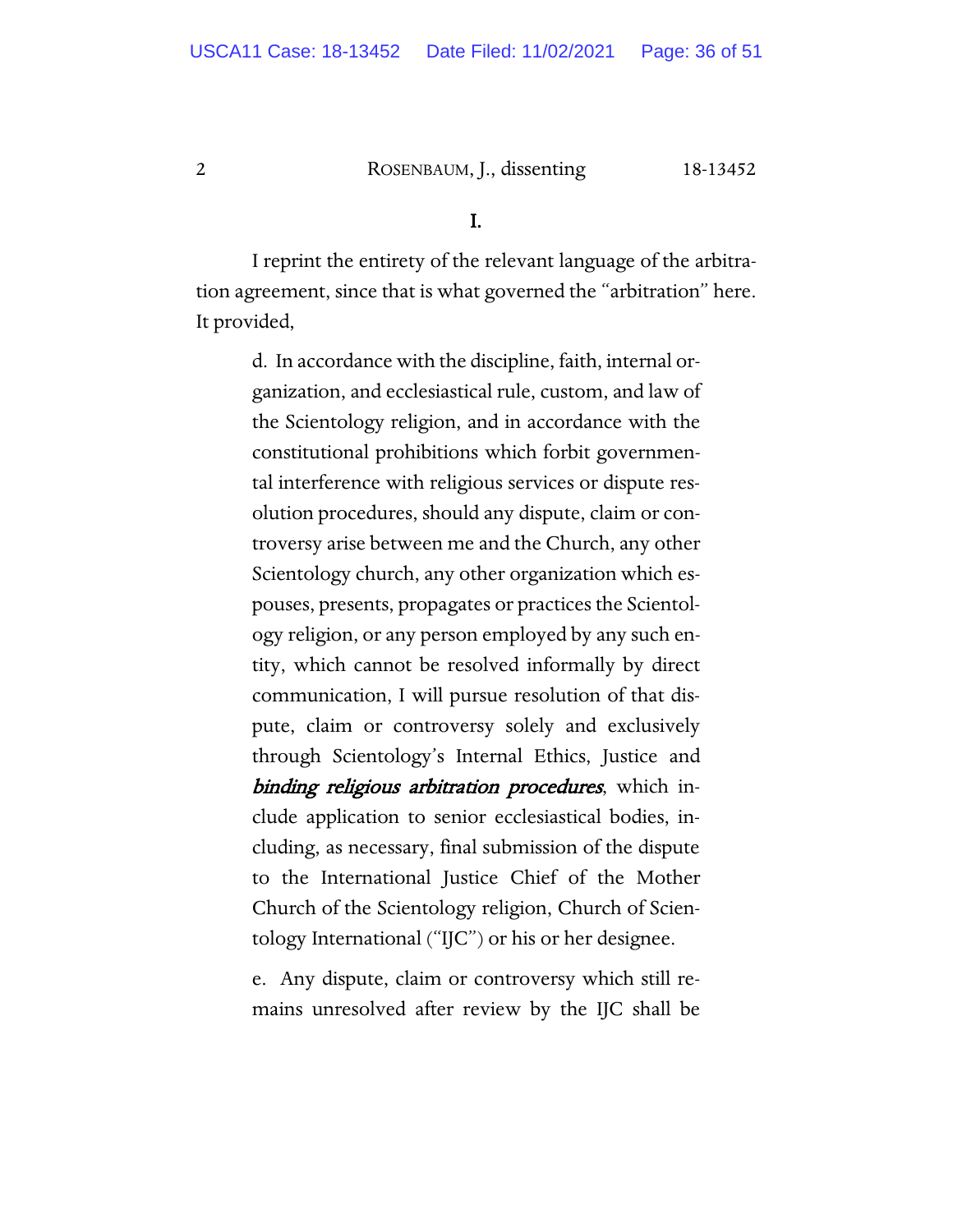## I.

I reprint the entirety of the relevant language of the arbitration agreement, since that is what governed the "arbitration" here. It provided,

> d. In accordance with the discipline, faith, internal organization, and ecclesiastical rule, custom, and law of the Scientology religion, and in accordance with the constitutional prohibitions which forbit governmental interference with religious services or dispute resolution procedures, should any dispute, claim or controversy arise between me and the Church, any other Scientology church, any other organization which espouses, presents, propagates or practices the Scientology religion, or any person employed by any such entity, which cannot be resolved informally by direct communication, I will pursue resolution of that dispute, claim or controversy solely and exclusively through Scientology's Internal Ethics, Justice and ***binding religious arbitration procedures***, which include application to senior ecclesiastical bodies, including, as necessary, final submission of the dispute to the International Justice Chief of the Mother Church of the Scientology religion, Church of Scientology International ("IJC") or his or her designee.
>
> e. Any dispute, claim or controversy which still remains unresolved after review by the IJC shall be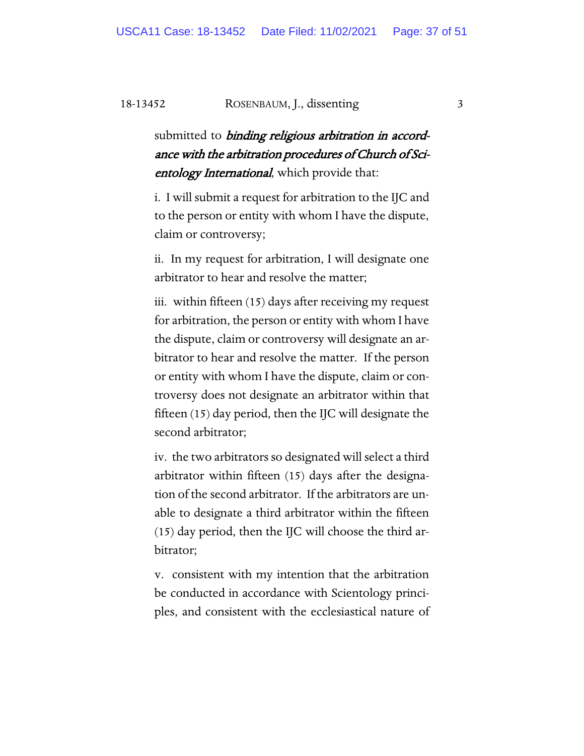submitted to ***binding religious arbitration in accordance with the arbitration procedures of Church of Scientology International***, which provide that:

> i. I will submit a request for arbitration to the IJC and to the person or entity with whom I have the dispute, claim or controversy;
>
> ii. In my request for arbitration, I will designate one arbitrator to hear and resolve the matter;
>
> iii. within fifteen (15) days after receiving my request for arbitration, the person or entity with whom I have the dispute, claim or controversy will designate an arbitrator to hear and resolve the matter. If the person or entity with whom I have the dispute, claim or controversy does not designate an arbitrator within that fifteen (15) day period, then the IJC will designate the second arbitrator;
>
> iv. the two arbitrators so designated will select a third arbitrator within fifteen (15) days after the designation of the second arbitrator. If the arbitrators are unable to designate a third arbitrator within the fifteen (15) day period, then the IJC will choose the third arbitrator;
>
> v. consistent with my intention that the arbitration be conducted in accordance with Scientology principles, and consistent with the ecclesiastical nature of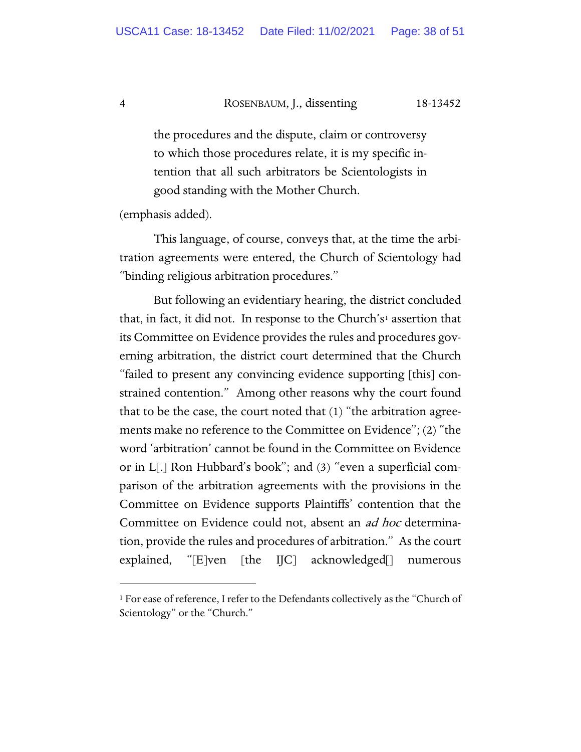> the procedures and the dispute, claim or controversy to which those procedures relate, it is my specific intention that all such arbitrators be Scientologists in good standing with the Mother Church.

(emphasis added).

This language, of course, conveys that, at the time the arbitration agreements were entered, the Church of Scientology had "binding religious arbitration procedures."

But following an evidentiary hearing, the district concluded that, in fact, it did not. In response to the Church's[1] assertion that its Committee on Evidence provides the rules and procedures governing arbitration, the district court determined that the Church "failed to present any convincing evidence supporting [this] constrained contention." Among other reasons why the court found that to be the case, the court noted that (1) "the arbitration agreements make no reference to the Committee on Evidence"; (2) "the word 'arbitration' cannot be found in the Committee on Evidence or in L[.] Ron Hubbard's book"; and (3) "even a superficial comparison of the arbitration agreements with the provisions in the Committee on Evidence supports Plaintiffs' contention that the Committee on Evidence could not, absent an *ad hoc* determination, provide the rules and procedures of arbitration." As the court explained, "[E]ven [the IJC] acknowledged[] numerous

[1] For ease of reference, I refer to the Defendants collectively as the "Church of Scientology" or the "Church."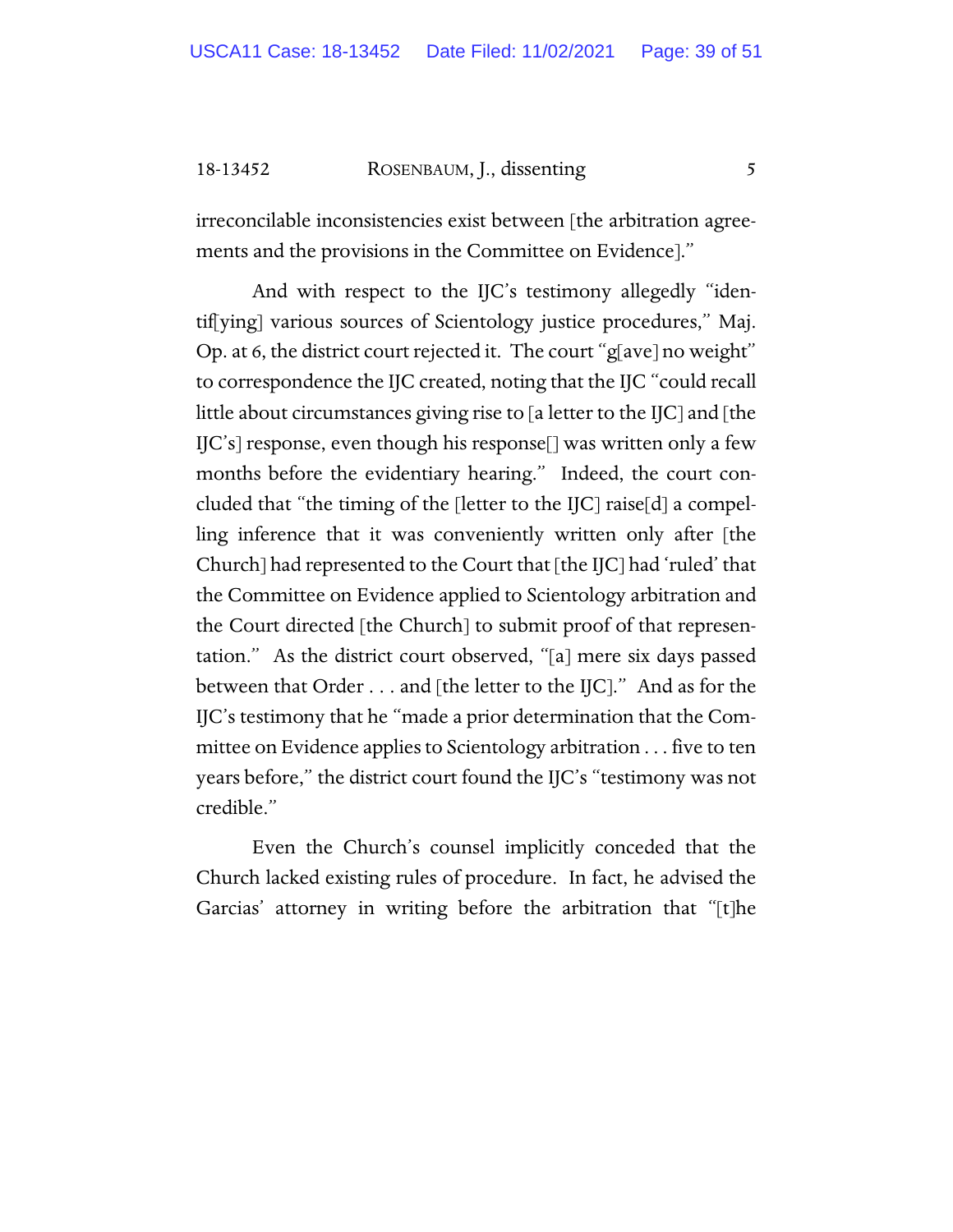irreconcilable inconsistencies exist between [the arbitration agreements and the provisions in the Committee on Evidence]."

And with respect to the IJC's testimony allegedly "identif[ying] various sources of Scientology justice procedures," Maj. Op. at 6, the district court rejected it. The court "g[ave] no weight" to correspondence the IJC created, noting that the IJC "could recall little about circumstances giving rise to [a letter to the IJC] and [the IJC's] response, even though his response[] was written only a few months before the evidentiary hearing." Indeed, the court concluded that "the timing of the [letter to the IJC] raise[d] a compelling inference that it was conveniently written only after [the Church] had represented to the Court that [the IJC] had 'ruled' that the Committee on Evidence applied to Scientology arbitration and the Court directed [the Church] to submit proof of that representation." As the district court observed, "[a] mere six days passed between that Order . . . and [the letter to the IJC]." And as for the IJC's testimony that he "made a prior determination that the Committee on Evidence applies to Scientology arbitration . . . five to ten years before," the district court found the IJC's "testimony was not credible."

Even the Church's counsel implicitly conceded that the Church lacked existing rules of procedure. In fact, he advised the Garcias' attorney in writing before the arbitration that "[t]he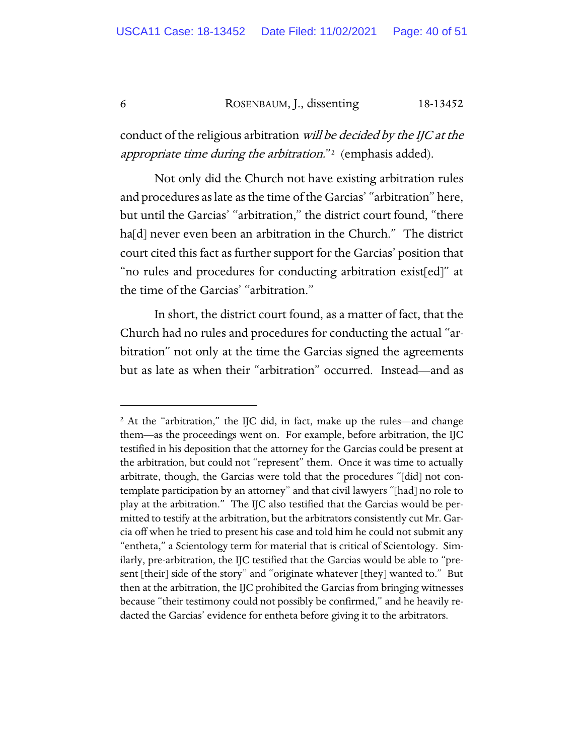conduct of the religious arbitration *will be decided by the IJC at the appropriate time during the arbitration*."[2] (emphasis added).

Not only did the Church not have existing arbitration rules and procedures as late as the time of the Garcias' "arbitration" here, but until the Garcias' "arbitration," the district court found, "there ha[d] never even been an arbitration in the Church." The district court cited this fact as further support for the Garcias' position that "no rules and procedures for conducting arbitration exist[ed]" at the time of the Garcias' "arbitration."

In short, the district court found, as a matter of fact, that the Church had no rules and procedures for conducting the actual "arbitration" not only at the time the Garcias signed the agreements but as late as when their "arbitration" occurred. Instead—and as

---

[2] At the "arbitration," the IJC did, in fact, make up the rules—and change them—as the proceedings went on. For example, before arbitration, the IJC testified in his deposition that the attorney for the Garcias could be present at the arbitration, but could not "represent" them. Once it was time to actually arbitrate, though, the Garcias were told that the procedures "[did] not contemplate participation by an attorney" and that civil lawyers "[had] no role to play at the arbitration." The IJC also testified that the Garcias would be permitted to testify at the arbitration, but the arbitrators consistently cut Mr. Garcia off when he tried to present his case and told him he could not submit any "entheta," a Scientology term for material that is critical of Scientology. Similarly, pre-arbitration, the IJC testified that the Garcias would be able to "present [their] side of the story" and "originate whatever [they] wanted to." But then at the arbitration, the IJC prohibited the Garcias from bringing witnesses because "their testimony could not possibly be confirmed," and he heavily redacted the Garcias' evidence for entheta before giving it to the arbitrators.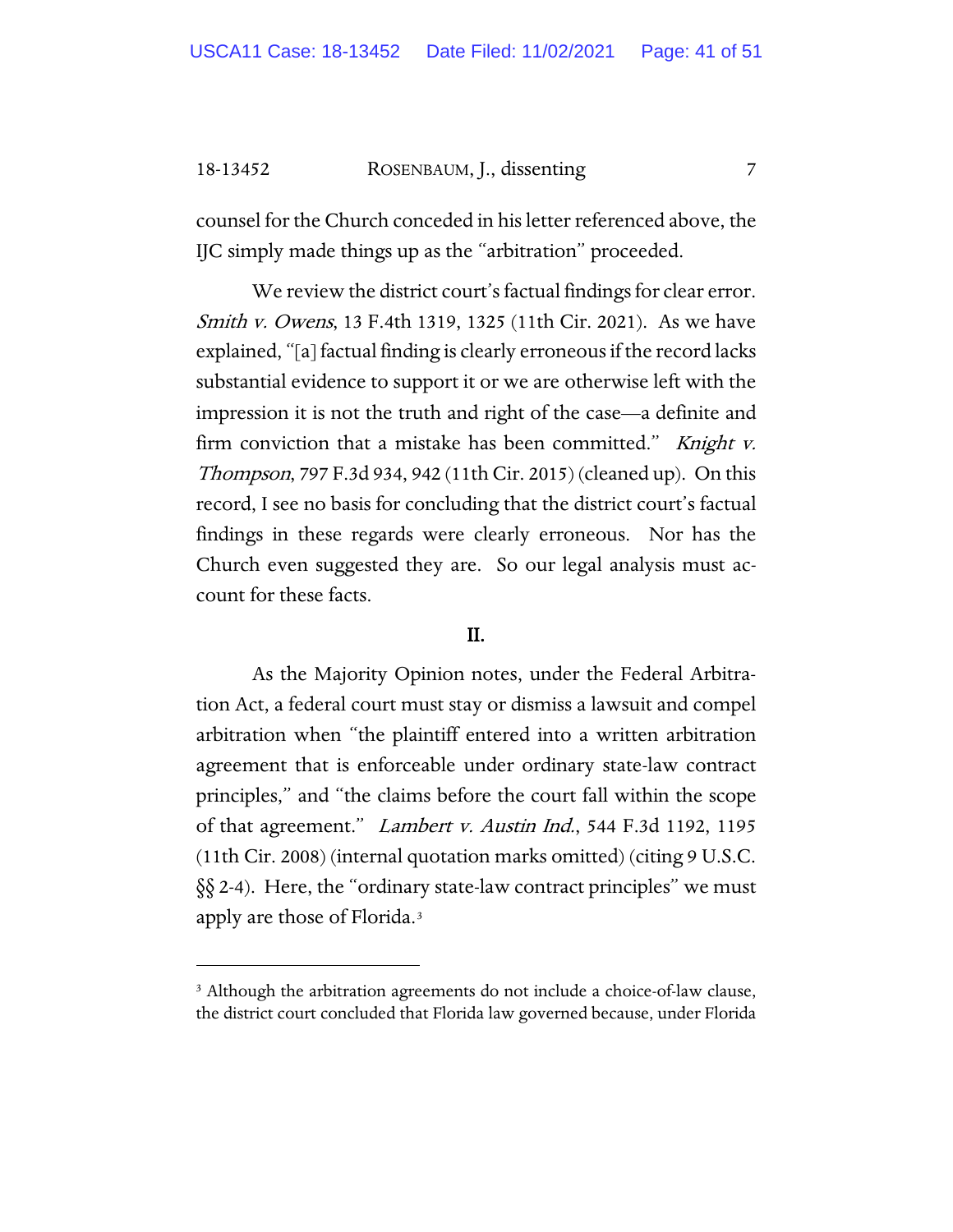counsel for the Church conceded in his letter referenced above, the IJC simply made things up as the "arbitration" proceeded.

We review the district court's factual findings for clear error. *Smith v. Owens*, 13 F.4th 1319, 1325 (11th Cir. 2021). As we have explained, "[a] factual finding is clearly erroneous if the record lacks substantial evidence to support it or we are otherwise left with the impression it is not the truth and right of the case—a definite and firm conviction that a mistake has been committed." *Knight v. Thompson*, 797 F.3d 934, 942 (11th Cir. 2015) (cleaned up). On this record, I see no basis for concluding that the district court's factual findings in these regards were clearly erroneous. Nor has the Church even suggested they are. So our legal analysis must account for these facts.

## II.

As the Majority Opinion notes, under the Federal Arbitration Act, a federal court must stay or dismiss a lawsuit and compel arbitration when "the plaintiff entered into a written arbitration agreement that is enforceable under ordinary state-law contract principles," and "the claims before the court fall within the scope of that agreement." *Lambert v. Austin Ind.*, 544 F.3d 1192, 1195 (11th Cir. 2008) (internal quotation marks omitted) (citing 9 U.S.C. §§ 2-4). Here, the "ordinary state-law contract principles" we must apply are those of Florida.[3]

---

[3] Although the arbitration agreements do not include a choice-of-law clause, the district court concluded that Florida law governed because, under Florida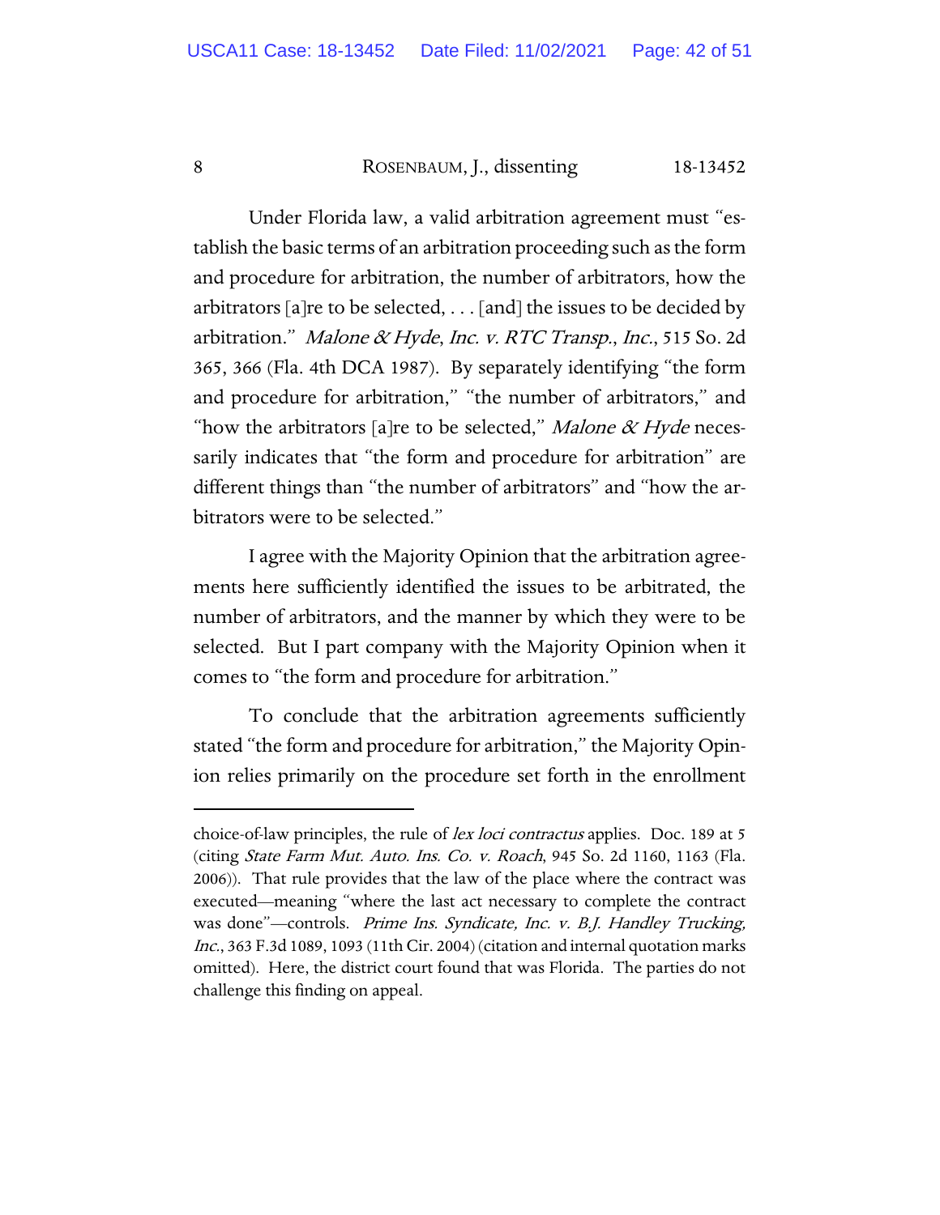Under Florida law, a valid arbitration agreement must "establish the basic terms of an arbitration proceeding such as the form and procedure for arbitration, the number of arbitrators, how the arbitrators [a]re to be selected, . . . [and] the issues to be decided by arbitration." *Malone & Hyde, Inc. v. RTC Transp., Inc.*, 515 So. 2d 365, 366 (Fla. 4th DCA 1987). By separately identifying "the form and procedure for arbitration," "the number of arbitrators," and "how the arbitrators [a]re to be selected," *Malone & Hyde* necessarily indicates that "the form and procedure for arbitration" are different things than "the number of arbitrators" and "how the arbitrators were to be selected."

I agree with the Majority Opinion that the arbitration agreements here sufficiently identified the issues to be arbitrated, the number of arbitrators, and the manner by which they were to be selected. But I part company with the Majority Opinion when it comes to "the form and procedure for arbitration."

To conclude that the arbitration agreements sufficiently stated "the form and procedure for arbitration," the Majority Opinion relies primarily on the procedure set forth in the enrollment

---

choice-of-law principles, the rule of *lex loci contractus* applies. Doc. 189 at 5 (citing *State Farm Mut. Auto. Ins. Co. v. Roach*, 945 So. 2d 1160, 1163 (Fla. 2006)). That rule provides that the law of the place where the contract was executed—meaning "where the last act necessary to complete the contract was done"—controls. *Prime Ins. Syndicate, Inc. v. B.J. Handley Trucking, Inc.*, 363 F.3d 1089, 1093 (11th Cir. 2004) (citation and internal quotation marks omitted). Here, the district court found that was Florida. The parties do not challenge this finding on appeal.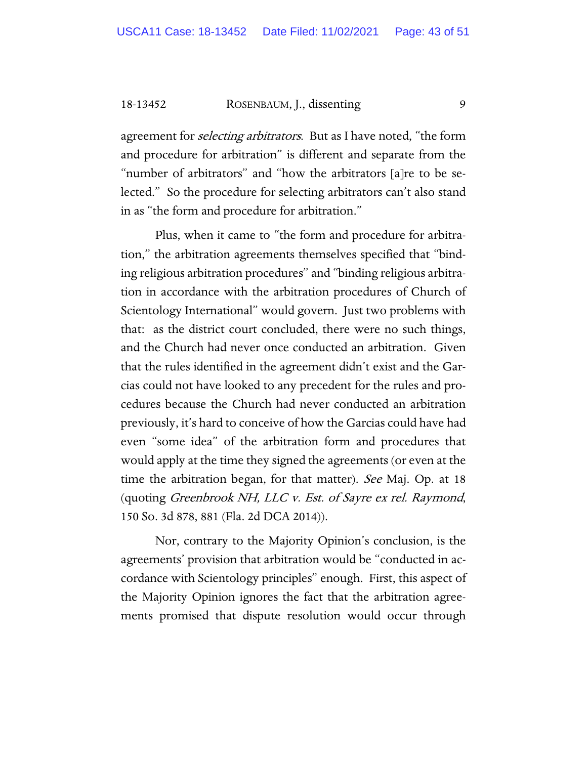agreement for *selecting arbitrators*. But as I have noted, "the form and procedure for arbitration" is different and separate from the "number of arbitrators" and "how the arbitrators [a]re to be selected." So the procedure for selecting arbitrators can't also stand in as "the form and procedure for arbitration."

Plus, when it came to "the form and procedure for arbitration," the arbitration agreements themselves specified that "binding religious arbitration procedures" and "binding religious arbitration in accordance with the arbitration procedures of Church of Scientology International" would govern. Just two problems with that: as the district court concluded, there were no such things, and the Church had never once conducted an arbitration. Given that the rules identified in the agreement didn't exist and the Garcias could not have looked to any precedent for the rules and procedures because the Church had never conducted an arbitration previously, it's hard to conceive of how the Garcias could have had even "some idea" of the arbitration form and procedures that would apply at the time they signed the agreements (or even at the time the arbitration began, for that matter). *See* Maj. Op. at 18 (quoting *Greenbrook NH, LLC v. Est. of Sayre ex rel. Raymond*, 150 So. 3d 878, 881 (Fla. 2d DCA 2014)).

Nor, contrary to the Majority Opinion's conclusion, is the agreements' provision that arbitration would be "conducted in accordance with Scientology principles" enough. First, this aspect of the Majority Opinion ignores the fact that the arbitration agreements promised that dispute resolution would occur through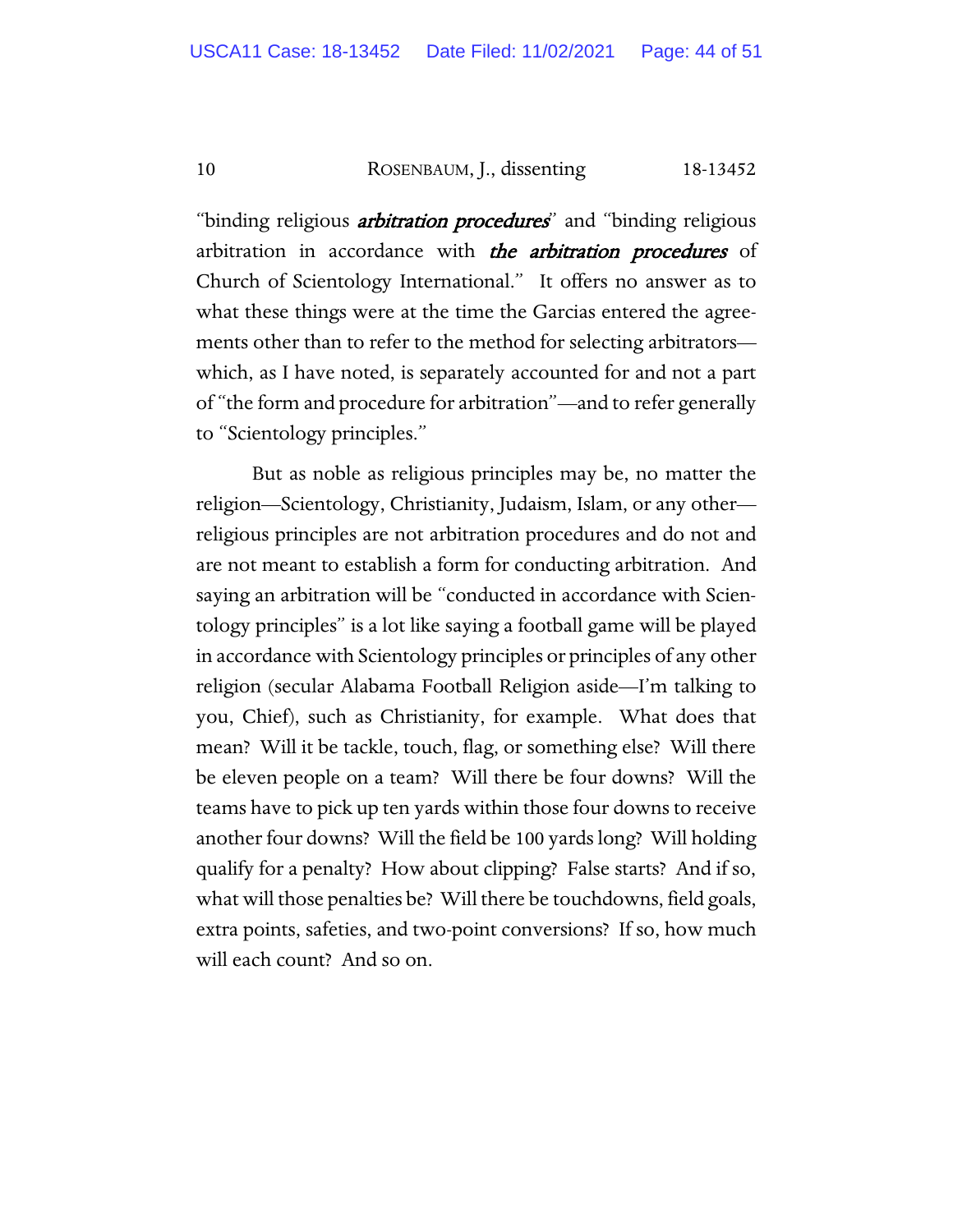"binding religious ***arbitration procedures***" and "binding religious arbitration in accordance with ***the arbitration procedures*** of Church of Scientology International." It offers no answer as to what these things were at the time the Garcias entered the agreements other than to refer to the method for selecting arbitrators—which, as I have noted, is separately accounted for and not a part of "the form and procedure for arbitration"—and to refer generally to "Scientology principles."

But as noble as religious principles may be, no matter the religion—Scientology, Christianity, Judaism, Islam, or any other—religious principles are not arbitration procedures and do not and are not meant to establish a form for conducting arbitration. And saying an arbitration will be "conducted in accordance with Scientology principles" is a lot like saying a football game will be played in accordance with Scientology principles or principles of any other religion (secular Alabama Football Religion aside—I'm talking to you, Chief), such as Christianity, for example. What does that mean? Will it be tackle, touch, flag, or something else? Will there be eleven people on a team? Will there be four downs? Will the teams have to pick up ten yards within those four downs to receive another four downs? Will the field be 100 yards long? Will holding qualify for a penalty? How about clipping? False starts? And if so, what will those penalties be? Will there be touchdowns, field goals, extra points, safeties, and two-point conversions? If so, how much will each count? And so on.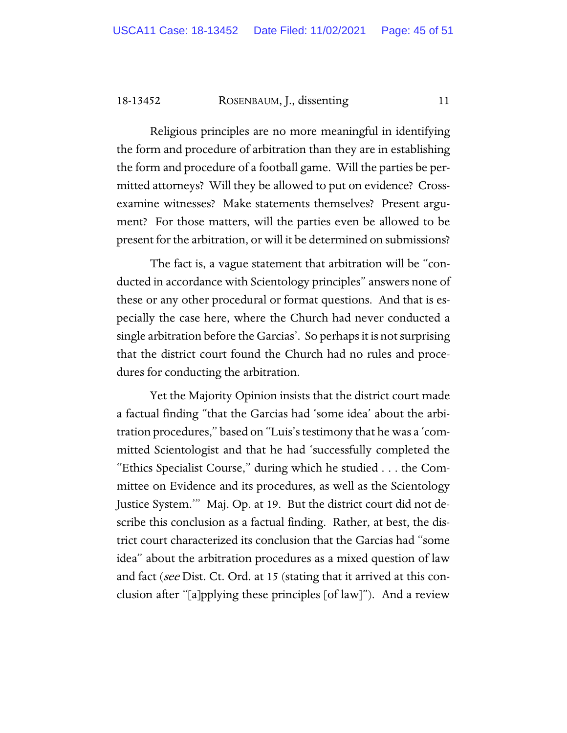Religious principles are no more meaningful in identifying the form and procedure of arbitration than they are in establishing the form and procedure of a football game. Will the parties be permitted attorneys? Will they be allowed to put on evidence? Cross-examine witnesses? Make statements themselves? Present argument? For those matters, will the parties even be allowed to be present for the arbitration, or will it be determined on submissions?

The fact is, a vague statement that arbitration will be "conducted in accordance with Scientology principles" answers none of these or any other procedural or format questions. And that is especially the case here, where the Church had never conducted a single arbitration before the Garcias'. So perhaps it is not surprising that the district court found the Church had no rules and procedures for conducting the arbitration.

Yet the Majority Opinion insists that the district court made a factual finding "that the Garcias had 'some idea' about the arbitration procedures," based on "Luis's testimony that he was a 'committed Scientologist and that he had 'successfully completed the "Ethics Specialist Course," during which he studied . . . the Committee on Evidence and its procedures, as well as the Scientology Justice System.'" Maj. Op. at 19. But the district court did not describe this conclusion as a factual finding. Rather, at best, the district court characterized its conclusion that the Garcias had "some idea" about the arbitration procedures as a mixed question of law and fact (*see* Dist. Ct. Ord. at 15 (stating that it arrived at this conclusion after "[a]pplying these principles [of law]"). And a review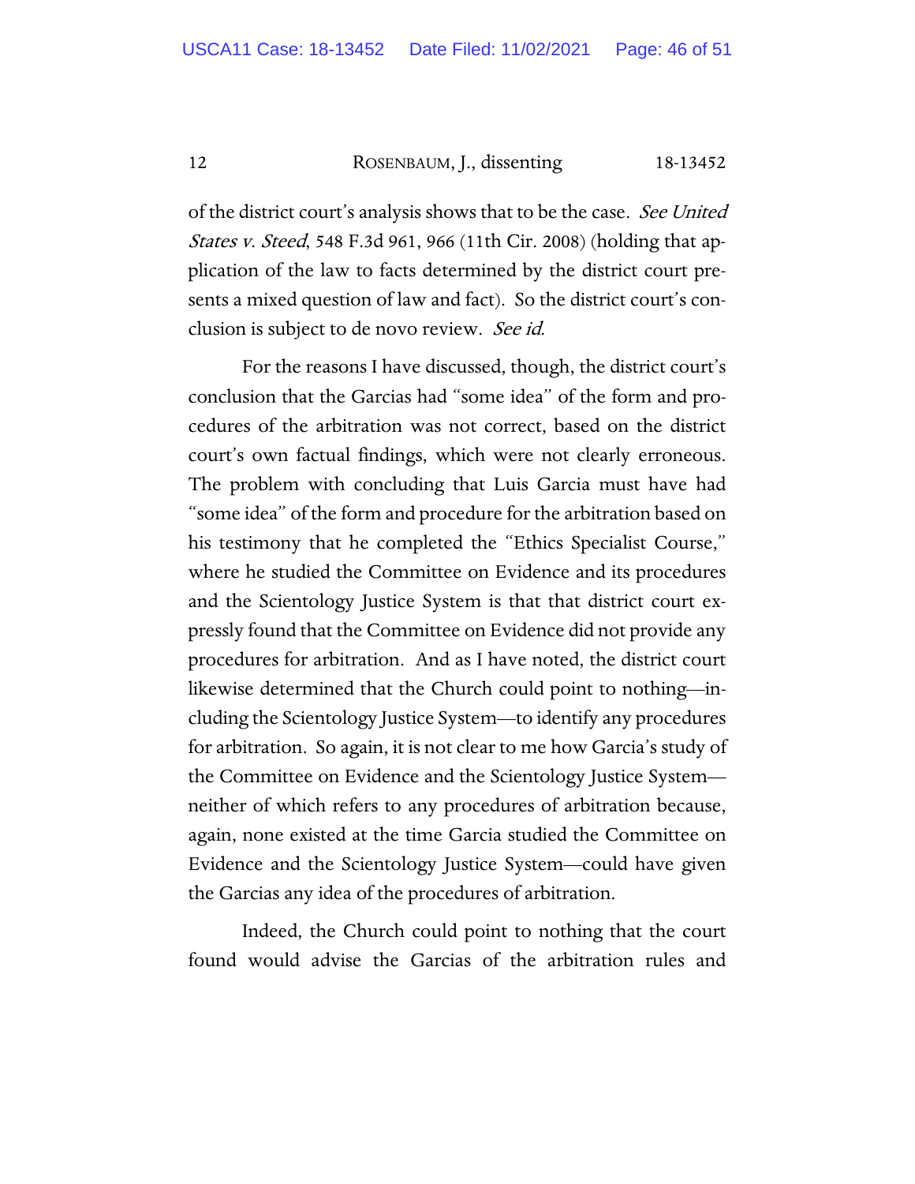of the district court's analysis shows that to be the case. *See United States v. Steed*, 548 F.3d 961, 966 (11th Cir. 2008) (holding that application of the law to facts determined by the district court presents a mixed question of law and fact). So the district court's conclusion is subject to de novo review. *See id.*

For the reasons I have discussed, though, the district court's conclusion that the Garcias had "some idea" of the form and procedures of the arbitration was not correct, based on the district court's own factual findings, which were not clearly erroneous. The problem with concluding that Luis Garcia must have had "some idea" of the form and procedure for the arbitration based on his testimony that he completed the "Ethics Specialist Course," where he studied the Committee on Evidence and its procedures and the Scientology Justice System is that that district court expressly found that the Committee on Evidence did not provide any procedures for arbitration. And as I have noted, the district court likewise determined that the Church could point to nothing—including the Scientology Justice System—to identify any procedures for arbitration. So again, it is not clear to me how Garcia's study of the Committee on Evidence and the Scientology Justice System—neither of which refers to any procedures of arbitration because, again, none existed at the time Garcia studied the Committee on Evidence and the Scientology Justice System—could have given the Garcias any idea of the procedures of arbitration.

Indeed, the Church could point to nothing that the court found would advise the Garcias of the arbitration rules and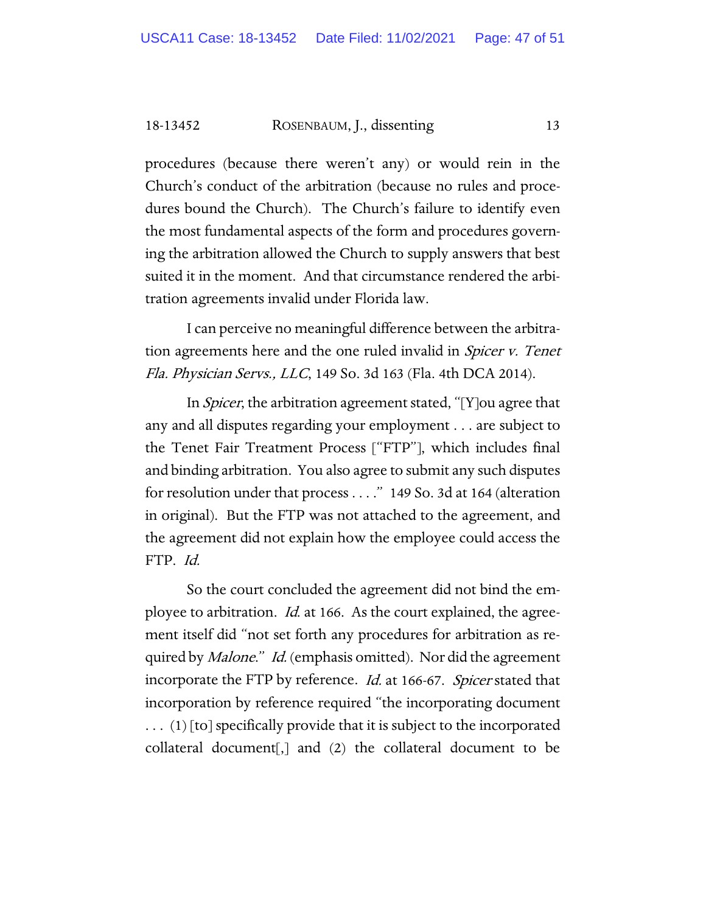procedures (because there weren't any) or would rein in the Church's conduct of the arbitration (because no rules and procedures bound the Church). The Church's failure to identify even the most fundamental aspects of the form and procedures governing the arbitration allowed the Church to supply answers that best suited it in the moment. And that circumstance rendered the arbitration agreements invalid under Florida law.

I can perceive no meaningful difference between the arbitration agreements here and the one ruled invalid in *Spicer v. Tenet Fla. Physician Servs., LLC*, 149 So. 3d 163 (Fla. 4th DCA 2014).

In *Spicer*, the arbitration agreement stated, "[Y]ou agree that any and all disputes regarding your employment . . . are subject to the Tenet Fair Treatment Process ["FTP"], which includes final and binding arbitration. You also agree to submit any such disputes for resolution under that process . . . ." 149 So. 3d at 164 (alteration in original). But the FTP was not attached to the agreement, and the agreement did not explain how the employee could access the FTP. *Id.*

So the court concluded the agreement did not bind the employee to arbitration. *Id.* at 166. As the court explained, the agreement itself did "not set forth any procedures for arbitration as required by *Malone*." *Id.* (emphasis omitted). Nor did the agreement incorporate the FTP by reference. *Id.* at 166-67. *Spicer* stated that incorporation by reference required "the incorporating document . . . (1) [to] specifically provide that it is subject to the incorporated collateral document[,] and (2) the collateral document to be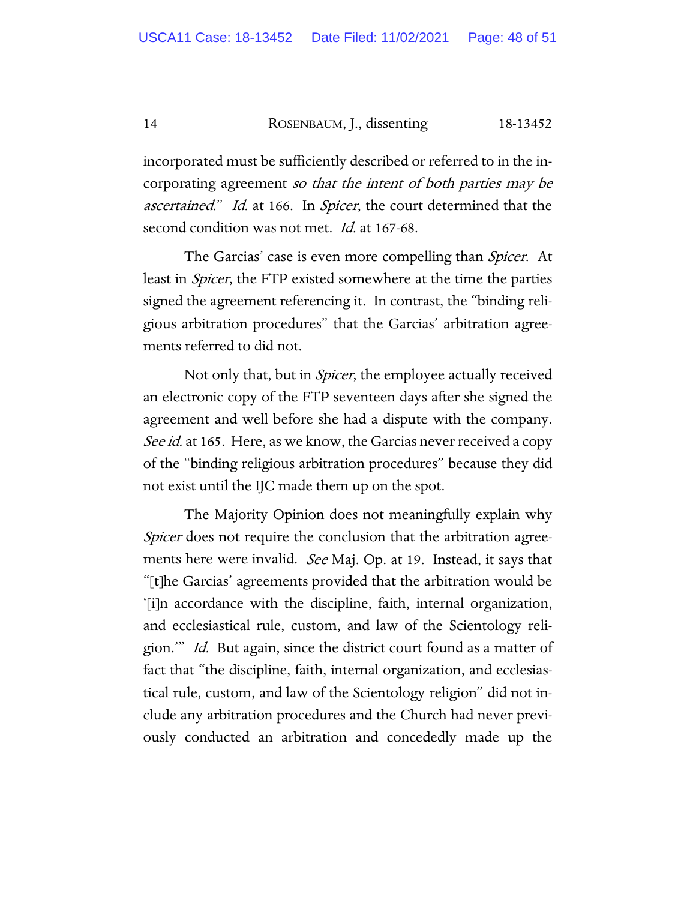incorporated must be sufficiently described or referred to in the incorporating agreement *so that the intent of both parties may be ascertained*." *Id.* at 166. In *Spicer*, the court determined that the second condition was not met. *Id.* at 167-68.

The Garcias' case is even more compelling than *Spicer*. At least in *Spicer*, the FTP existed somewhere at the time the parties signed the agreement referencing it. In contrast, the "binding religious arbitration procedures" that the Garcias' arbitration agreements referred to did not.

Not only that, but in *Spicer*, the employee actually received an electronic copy of the FTP seventeen days after she signed the agreement and well before she had a dispute with the company. *See id.* at 165. Here, as we know, the Garcias never received a copy of the "binding religious arbitration procedures" because they did not exist until the IJC made them up on the spot.

The Majority Opinion does not meaningfully explain why *Spicer* does not require the conclusion that the arbitration agreements here were invalid. *See* Maj. Op. at 19. Instead, it says that "[t]he Garcias' agreements provided that the arbitration would be '[i]n accordance with the discipline, faith, internal organization, and ecclesiastical rule, custom, and law of the Scientology religion.'" *Id.* But again, since the district court found as a matter of fact that "the discipline, faith, internal organization, and ecclesiastical rule, custom, and law of the Scientology religion" did not include any arbitration procedures and the Church had never previously conducted an arbitration and concededly made up the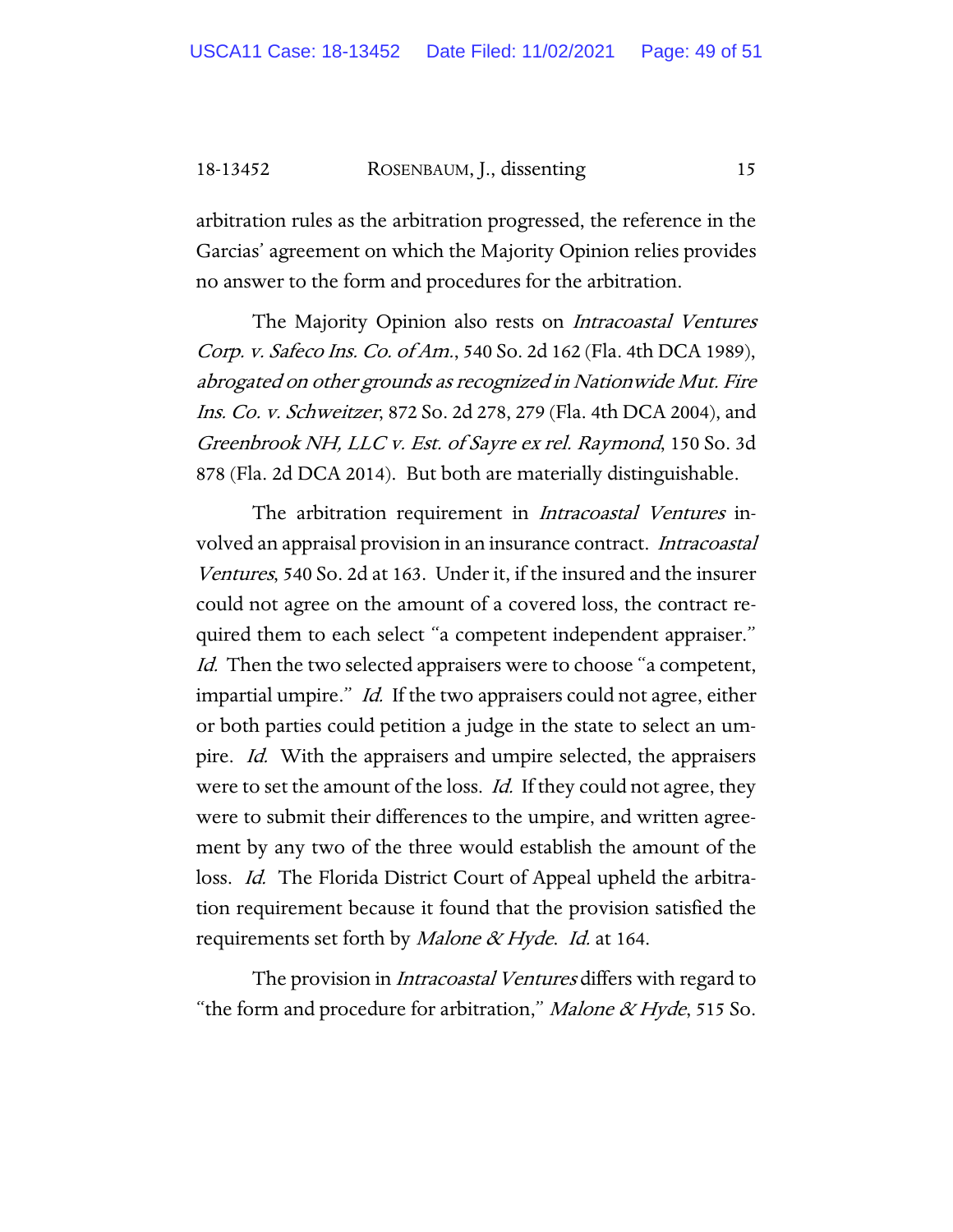arbitration rules as the arbitration progressed, the reference in the Garcias' agreement on which the Majority Opinion relies provides no answer to the form and procedures for the arbitration.

The Majority Opinion also rests on *Intracoastal Ventures Corp. v. Safeco Ins. Co. of Am.*, 540 So. 2d 162 (Fla. 4th DCA 1989), *abrogated on other grounds as recognized in Nationwide Mut. Fire Ins. Co. v. Schweitzer*, 872 So. 2d 278, 279 (Fla. 4th DCA 2004), and *Greenbrook NH, LLC v. Est. of Sayre ex rel. Raymond*, 150 So. 3d 878 (Fla. 2d DCA 2014). But both are materially distinguishable.

The arbitration requirement in *Intracoastal Ventures* involved an appraisal provision in an insurance contract. *Intracoastal Ventures*, 540 So. 2d at 163. Under it, if the insured and the insurer could not agree on the amount of a covered loss, the contract required them to each select "a competent independent appraiser." *Id.* Then the two selected appraisers were to choose "a competent, impartial umpire." *Id.* If the two appraisers could not agree, either or both parties could petition a judge in the state to select an umpire. *Id.* With the appraisers and umpire selected, the appraisers were to set the amount of the loss. *Id.* If they could not agree, they were to submit their differences to the umpire, and written agreement by any two of the three would establish the amount of the loss. *Id.* The Florida District Court of Appeal upheld the arbitration requirement because it found that the provision satisfied the requirements set forth by *Malone & Hyde*. *Id.* at 164.

The provision in *Intracoastal Ventures* differs with regard to "the form and procedure for arbitration," *Malone & Hyde*, 515 So.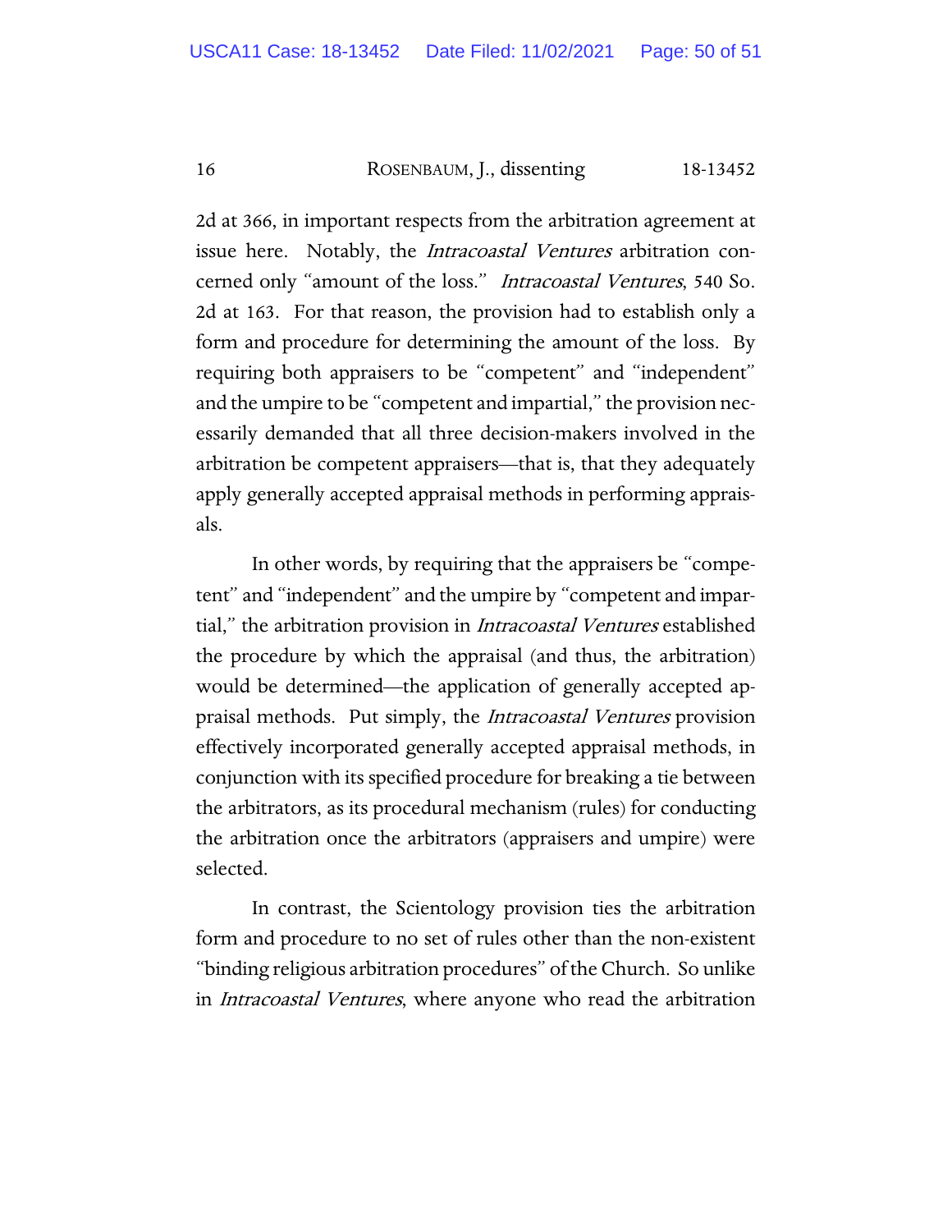2d at 366, in important respects from the arbitration agreement at issue here. Notably, the *Intracoastal Ventures* arbitration concerned only "amount of the loss." *Intracoastal Ventures*, 540 So. 2d at 163. For that reason, the provision had to establish only a form and procedure for determining the amount of the loss. By requiring both appraisers to be "competent" and "independent" and the umpire to be "competent and impartial," the provision necessarily demanded that all three decision-makers involved in the arbitration be competent appraisers—that is, that they adequately apply generally accepted appraisal methods in performing appraisals.

In other words, by requiring that the appraisers be "competent" and "independent" and the umpire by "competent and impartial," the arbitration provision in *Intracoastal Ventures* established the procedure by which the appraisal (and thus, the arbitration) would be determined—the application of generally accepted appraisal methods. Put simply, the *Intracoastal Ventures* provision effectively incorporated generally accepted appraisal methods, in conjunction with its specified procedure for breaking a tie between the arbitrators, as its procedural mechanism (rules) for conducting the arbitration once the arbitrators (appraisers and umpire) were selected.

In contrast, the Scientology provision ties the arbitration form and procedure to no set of rules other than the non-existent "binding religious arbitration procedures" of the Church. So unlike in *Intracoastal Ventures*, where anyone who read the arbitration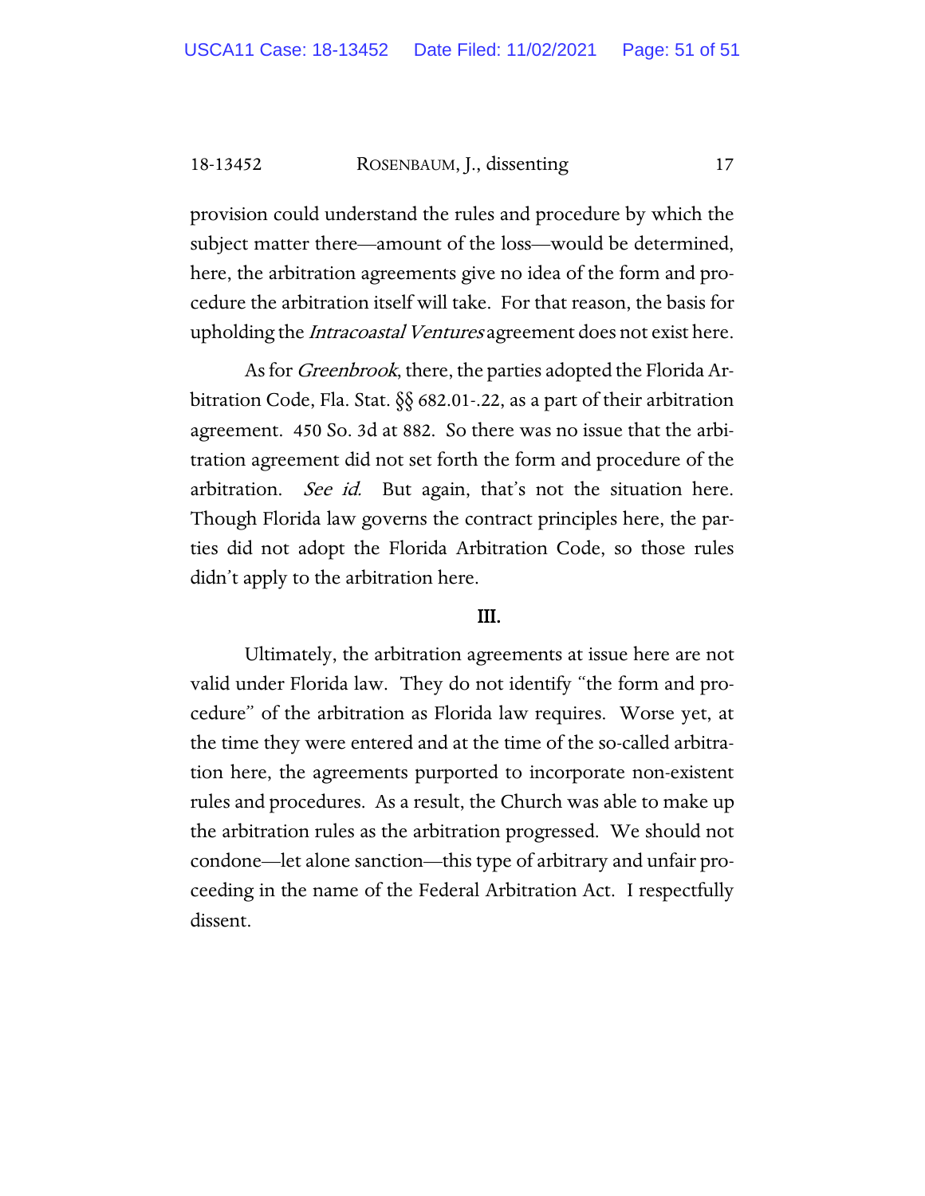provision could understand the rules and procedure by which the subject matter there—amount of the loss—would be determined, here, the arbitration agreements give no idea of the form and procedure the arbitration itself will take. For that reason, the basis for upholding the *Intracoastal Ventures* agreement does not exist here.

As for *Greenbrook*, there, the parties adopted the Florida Arbitration Code, Fla. Stat. §§ 682.01-.22, as a part of their arbitration agreement. 450 So. 3d at 882. So there was no issue that the arbitration agreement did not set forth the form and procedure of the arbitration. *See id.* But again, that's not the situation here. Though Florida law governs the contract principles here, the parties did not adopt the Florida Arbitration Code, so those rules didn't apply to the arbitration here.

## III.

Ultimately, the arbitration agreements at issue here are not valid under Florida law. They do not identify "the form and procedure" of the arbitration as Florida law requires. Worse yet, at the time they were entered and at the time of the so-called arbitration here, the agreements purported to incorporate non-existent rules and procedures. As a result, the Church was able to make up the arbitration rules as the arbitration progressed. We should not condone—let alone sanction—this type of arbitrary and unfair proceeding in the name of the Federal Arbitration Act. I respectfully dissent.